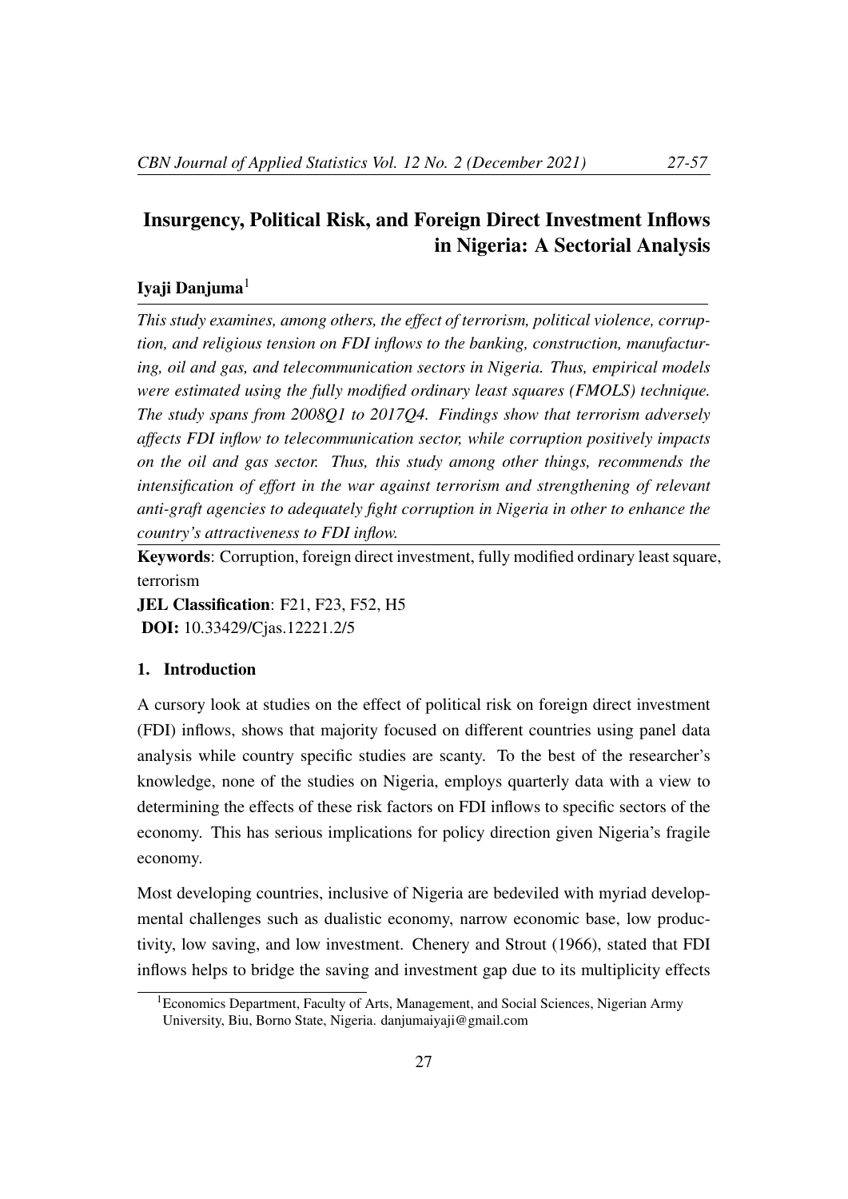# Insurgency, Political Risk, and Foreign Direct Investment Inflows in Nigeria: A Sectorial Analysis

**Iyaji Danjuma**[1]

*This study examines, among others, the effect of terrorism, political violence, corruption, and religious tension on FDI inflows to the banking, construction, manufacturing, oil and gas, and telecommunication sectors in Nigeria. Thus, empirical models were estimated using the fully modified ordinary least squares (FMOLS) technique. The study spans from 2008Q1 to 2017Q4. Findings show that terrorism adversely affects FDI inflow to telecommunication sector, while corruption positively impacts on the oil and gas sector. Thus, this study among other things, recommends the intensification of effort in the war against terrorism and strengthening of relevant anti-graft agencies to adequately fight corruption in Nigeria in other to enhance the country's attractiveness to FDI inflow.*

**Keywords**: Corruption, foreign direct investment, fully modified ordinary least square, terrorism

**JEL Classification**: F21, F23, F52, H5

**DOI:** 10.33429/Cjas.12221.2/5

## 1. Introduction

A cursory look at studies on the effect of political risk on foreign direct investment (FDI) inflows, shows that majority focused on different countries using panel data analysis while country specific studies are scanty. To the best of the researcher's knowledge, none of the studies on Nigeria, employs quarterly data with a view to determining the effects of these risk factors on FDI inflows to specific sectors of the economy. This has serious implications for policy direction given Nigeria's fragile economy.

Most developing countries, inclusive of Nigeria are bedeviled with myriad developmental challenges such as dualistic economy, narrow economic base, low productivity, low saving, and low investment. Chenery and Strout (1966), stated that FDI inflows helps to bridge the saving and investment gap due to its multiplicity effects

[1] Economics Department, Faculty of Arts, Management, and Social Sciences, Nigerian Army University, Biu, Borno State, Nigeria. danjumaiyaji@gmail.com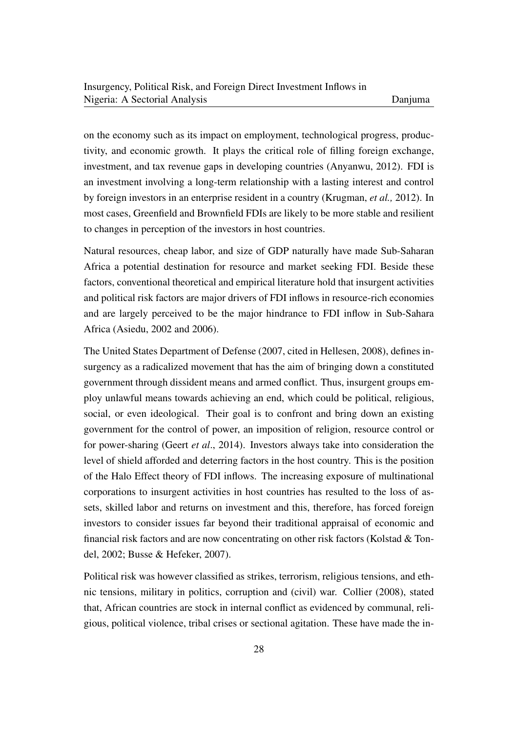on the economy such as its impact on employment, technological progress, productivity, and economic growth. It plays the critical role of filling foreign exchange, investment, and tax revenue gaps in developing countries (Anyanwu, 2012). FDI is an investment involving a long-term relationship with a lasting interest and control by foreign investors in an enterprise resident in a country (Krugman, *et al.,* 2012). In most cases, Greenfield and Brownfield FDIs are likely to be more stable and resilient to changes in perception of the investors in host countries.

Natural resources, cheap labor, and size of GDP naturally have made Sub-Saharan Africa a potential destination for resource and market seeking FDI. Beside these factors, conventional theoretical and empirical literature hold that insurgent activities and political risk factors are major drivers of FDI inflows in resource-rich economies and are largely perceived to be the major hindrance to FDI inflow in Sub-Sahara Africa (Asiedu, 2002 and 2006).

The United States Department of Defense (2007, cited in Hellesen, 2008), defines insurgency as a radicalized movement that has the aim of bringing down a constituted government through dissident means and armed conflict. Thus, insurgent groups employ unlawful means towards achieving an end, which could be political, religious, social, or even ideological. Their goal is to confront and bring down an existing government for the control of power, an imposition of religion, resource control or for power-sharing (Geert *et al*., 2014). Investors always take into consideration the level of shield afforded and deterring factors in the host country. This is the position of the Halo Effect theory of FDI inflows. The increasing exposure of multinational corporations to insurgent activities in host countries has resulted to the loss of assets, skilled labor and returns on investment and this, therefore, has forced foreign investors to consider issues far beyond their traditional appraisal of economic and financial risk factors and are now concentrating on other risk factors (Kolstad & Tondel, 2002; Busse & Hefeker, 2007).

Political risk was however classified as strikes, terrorism, religious tensions, and ethnic tensions, military in politics, corruption and (civil) war. Collier (2008), stated that, African countries are stock in internal conflict as evidenced by communal, religious, political violence, tribal crises or sectional agitation. These have made the in-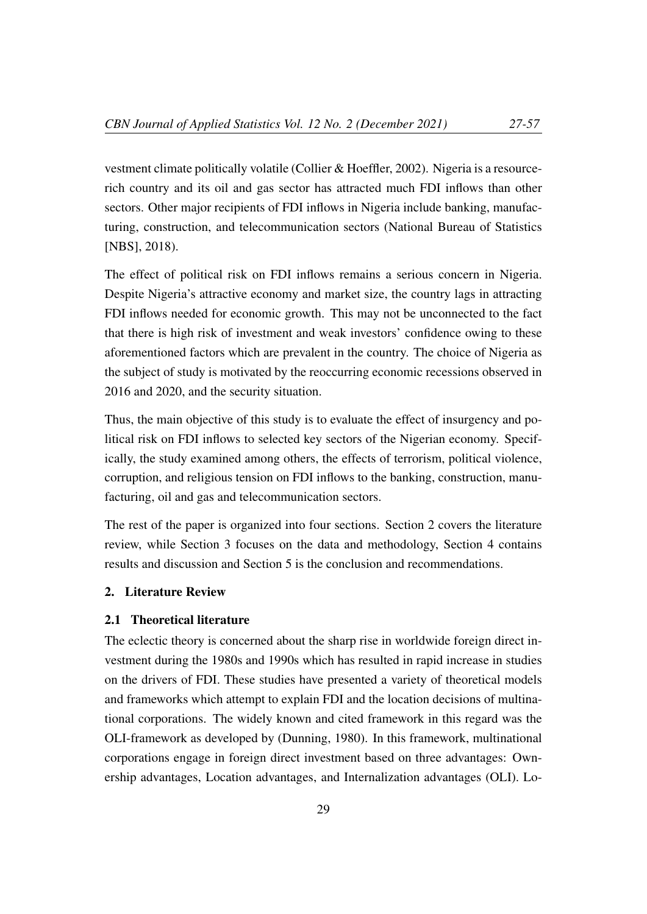vestment climate politically volatile (Collier & Hoeffler, 2002). Nigeria is a resource-rich country and its oil and gas sector has attracted much FDI inflows than other sectors. Other major recipients of FDI inflows in Nigeria include banking, manufacturing, construction, and telecommunication sectors (National Bureau of Statistics [NBS], 2018).

The effect of political risk on FDI inflows remains a serious concern in Nigeria. Despite Nigeria's attractive economy and market size, the country lags in attracting FDI inflows needed for economic growth. This may not be unconnected to the fact that there is high risk of investment and weak investors' confidence owing to these aforementioned factors which are prevalent in the country. The choice of Nigeria as the subject of study is motivated by the reoccurring economic recessions observed in 2016 and 2020, and the security situation.

Thus, the main objective of this study is to evaluate the effect of insurgency and political risk on FDI inflows to selected key sectors of the Nigerian economy. Specifically, the study examined among others, the effects of terrorism, political violence, corruption, and religious tension on FDI inflows to the banking, construction, manufacturing, oil and gas and telecommunication sectors.

The rest of the paper is organized into four sections. Section 2 covers the literature review, while Section 3 focuses on the data and methodology, Section 4 contains results and discussion and Section 5 is the conclusion and recommendations.

## 2. Literature Review

### 2.1 Theoretical literature

The eclectic theory is concerned about the sharp rise in worldwide foreign direct investment during the 1980s and 1990s which has resulted in rapid increase in studies on the drivers of FDI. These studies have presented a variety of theoretical models and frameworks which attempt to explain FDI and the location decisions of multinational corporations. The widely known and cited framework in this regard was the OLI-framework as developed by (Dunning, 1980). In this framework, multinational corporations engage in foreign direct investment based on three advantages: Ownership advantages, Location advantages, and Internalization advantages (OLI). Lo-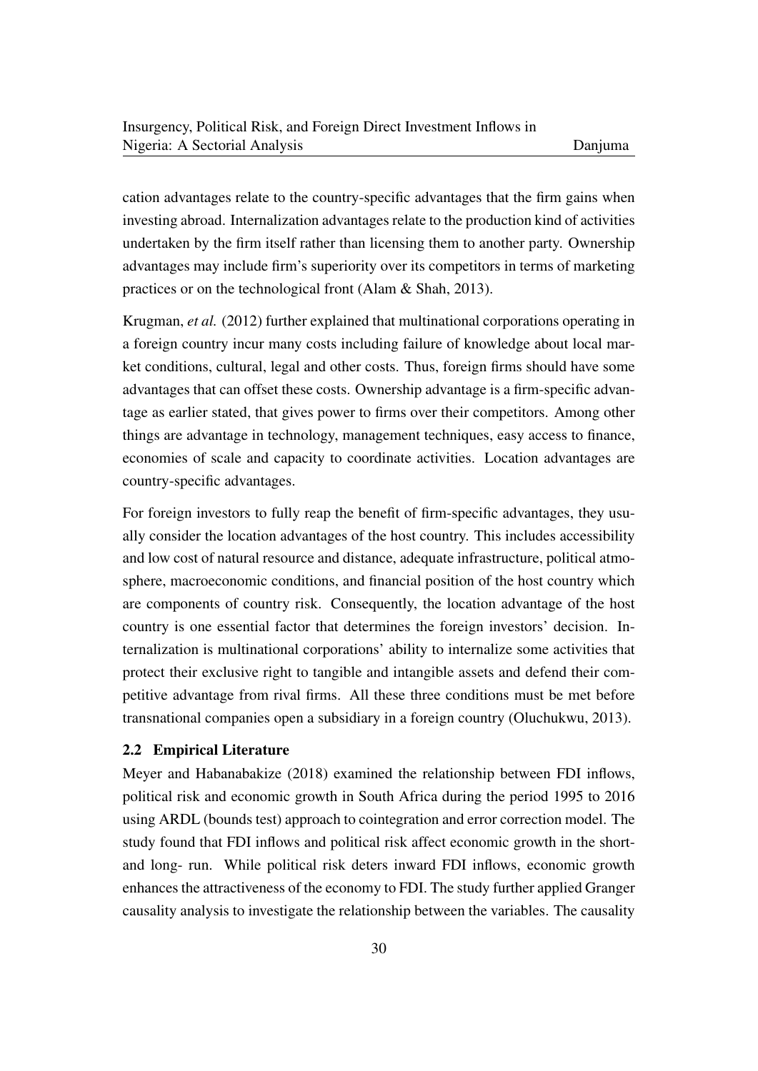cation advantages relate to the country-specific advantages that the firm gains when investing abroad. Internalization advantages relate to the production kind of activities undertaken by the firm itself rather than licensing them to another party. Ownership advantages may include firm's superiority over its competitors in terms of marketing practices or on the technological front (Alam & Shah, 2013).

Krugman, *et al.* (2012) further explained that multinational corporations operating in a foreign country incur many costs including failure of knowledge about local market conditions, cultural, legal and other costs. Thus, foreign firms should have some advantages that can offset these costs. Ownership advantage is a firm-specific advantage as earlier stated, that gives power to firms over their competitors. Among other things are advantage in technology, management techniques, easy access to finance, economies of scale and capacity to coordinate activities. Location advantages are country-specific advantages.

For foreign investors to fully reap the benefit of firm-specific advantages, they usually consider the location advantages of the host country. This includes accessibility and low cost of natural resource and distance, adequate infrastructure, political atmosphere, macroeconomic conditions, and financial position of the host country which are components of country risk. Consequently, the location advantage of the host country is one essential factor that determines the foreign investors' decision. Internalization is multinational corporations' ability to internalize some activities that protect their exclusive right to tangible and intangible assets and defend their competitive advantage from rival firms. All these three conditions must be met before transnational companies open a subsidiary in a foreign country (Oluchukwu, 2013).

### 2.2 Empirical Literature

Meyer and Habanabakize (2018) examined the relationship between FDI inflows, political risk and economic growth in South Africa during the period 1995 to 2016 using ARDL (bounds test) approach to cointegration and error correction model. The study found that FDI inflows and political risk affect economic growth in the short- and long- run. While political risk deters inward FDI inflows, economic growth enhances the attractiveness of the economy to FDI. The study further applied Granger causality analysis to investigate the relationship between the variables. The causality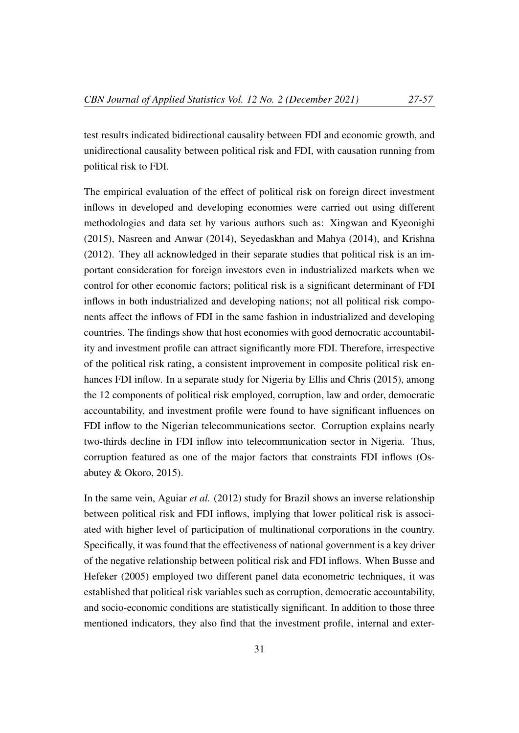test results indicated bidirectional causality between FDI and economic growth, and unidirectional causality between political risk and FDI, with causation running from political risk to FDI.

The empirical evaluation of the effect of political risk on foreign direct investment inflows in developed and developing economies were carried out using different methodologies and data set by various authors such as: Xingwan and Kyeonighi (2015), Nasreen and Anwar (2014), Seyedaskhan and Mahya (2014), and Krishna (2012). They all acknowledged in their separate studies that political risk is an important consideration for foreign investors even in industrialized markets when we control for other economic factors; political risk is a significant determinant of FDI inflows in both industrialized and developing nations; not all political risk components affect the inflows of FDI in the same fashion in industrialized and developing countries. The findings show that host economies with good democratic accountability and investment profile can attract significantly more FDI. Therefore, irrespective of the political risk rating, a consistent improvement in composite political risk enhances FDI inflow. In a separate study for Nigeria by Ellis and Chris (2015), among the 12 components of political risk employed, corruption, law and order, democratic accountability, and investment profile were found to have significant influences on FDI inflow to the Nigerian telecommunications sector. Corruption explains nearly two-thirds decline in FDI inflow into telecommunication sector in Nigeria. Thus, corruption featured as one of the major factors that constraints FDI inflows (Osabutey & Okoro, 2015).

In the same vein, Aguiar *et al.* (2012) study for Brazil shows an inverse relationship between political risk and FDI inflows, implying that lower political risk is associated with higher level of participation of multinational corporations in the country. Specifically, it was found that the effectiveness of national government is a key driver of the negative relationship between political risk and FDI inflows. When Busse and Hefeker (2005) employed two different panel data econometric techniques, it was established that political risk variables such as corruption, democratic accountability, and socio-economic conditions are statistically significant. In addition to those three mentioned indicators, they also find that the investment profile, internal and exter-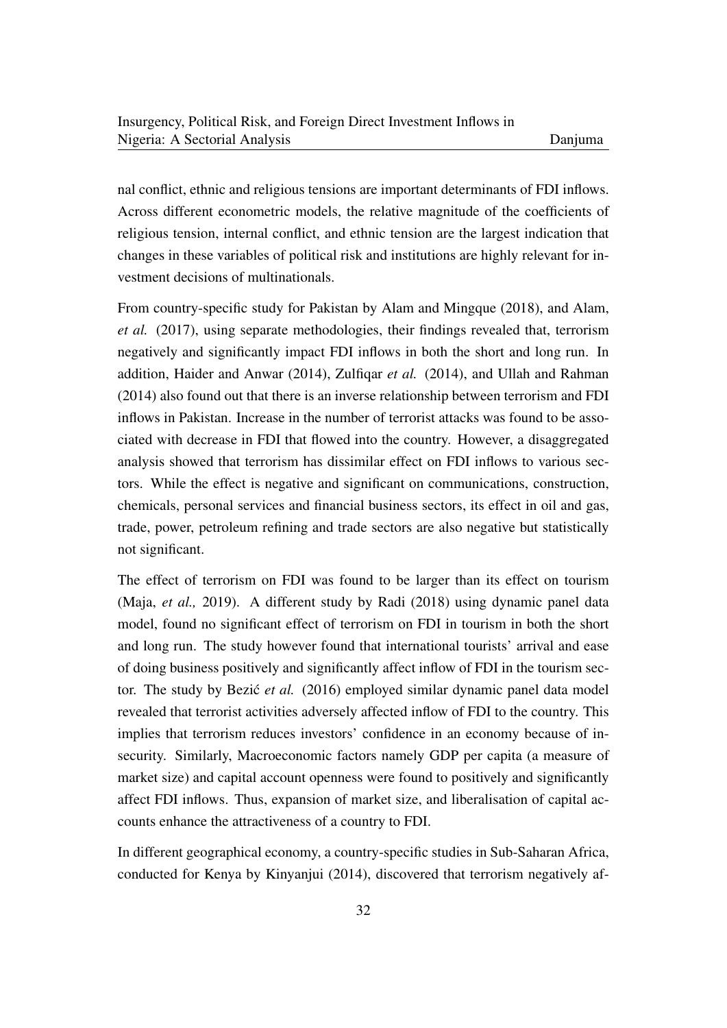nal conflict, ethnic and religious tensions are important determinants of FDI inflows. Across different econometric models, the relative magnitude of the coefficients of religious tension, internal conflict, and ethnic tension are the largest indication that changes in these variables of political risk and institutions are highly relevant for investment decisions of multinationals.

From country-specific study for Pakistan by Alam and Mingque (2018), and Alam, *et al.* (2017), using separate methodologies, their findings revealed that, terrorism negatively and significantly impact FDI inflows in both the short and long run. In addition, Haider and Anwar (2014), Zulfiqar *et al.* (2014), and Ullah and Rahman (2014) also found out that there is an inverse relationship between terrorism and FDI inflows in Pakistan. Increase in the number of terrorist attacks was found to be associated with decrease in FDI that flowed into the country. However, a disaggregated analysis showed that terrorism has dissimilar effect on FDI inflows to various sectors. While the effect is negative and significant on communications, construction, chemicals, personal services and financial business sectors, its effect in oil and gas, trade, power, petroleum refining and trade sectors are also negative but statistically not significant.

The effect of terrorism on FDI was found to be larger than its effect on tourism (Maja, *et al.,* 2019). A different study by Radi (2018) using dynamic panel data model, found no significant effect of terrorism on FDI in tourism in both the short and long run. The study however found that international tourists' arrival and ease of doing business positively and significantly affect inflow of FDI in the tourism sector. The study by Bezić *et al.* (2016) employed similar dynamic panel data model revealed that terrorist activities adversely affected inflow of FDI to the country. This implies that terrorism reduces investors' confidence in an economy because of insecurity. Similarly, Macroeconomic factors namely GDP per capita (a measure of market size) and capital account openness were found to positively and significantly affect FDI inflows. Thus, expansion of market size, and liberalisation of capital accounts enhance the attractiveness of a country to FDI.

In different geographical economy, a country-specific studies in Sub-Saharan Africa, conducted for Kenya by Kinyanjui (2014), discovered that terrorism negatively af-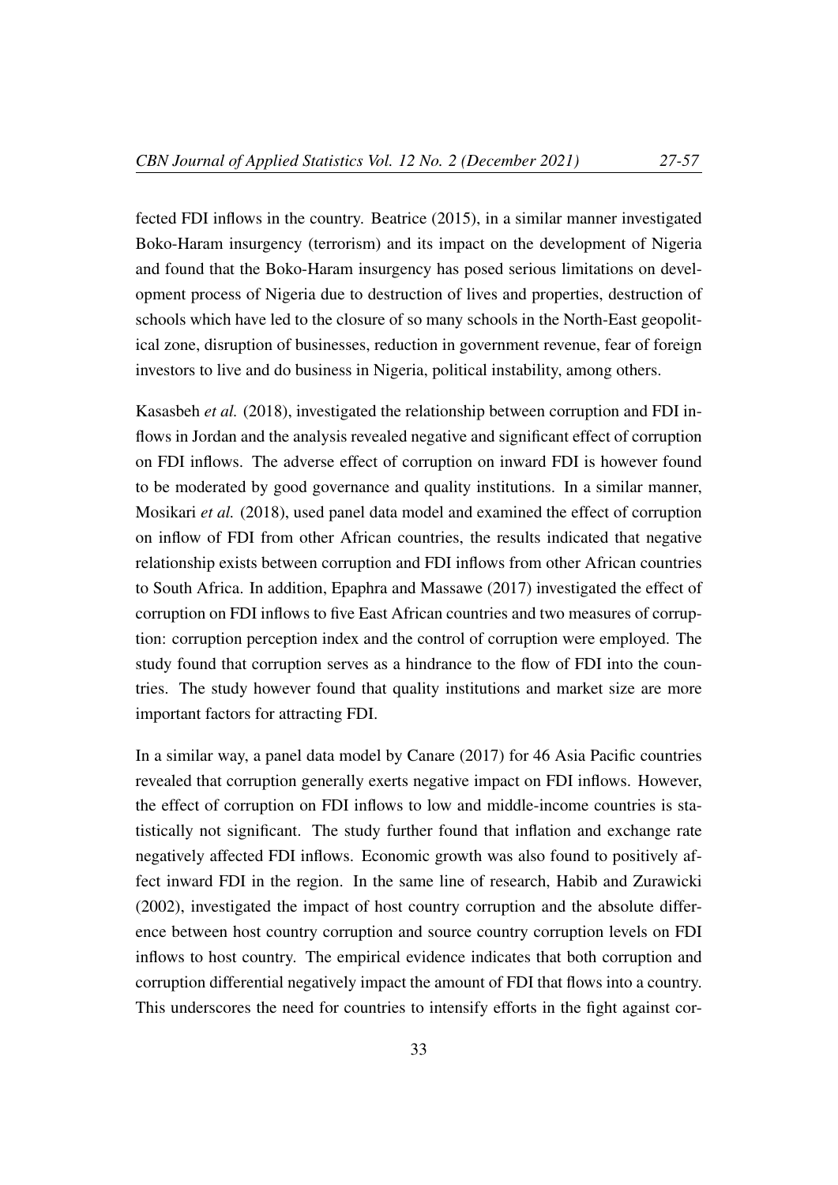fected FDI inflows in the country. Beatrice (2015), in a similar manner investigated Boko-Haram insurgency (terrorism) and its impact on the development of Nigeria and found that the Boko-Haram insurgency has posed serious limitations on development process of Nigeria due to destruction of lives and properties, destruction of schools which have led to the closure of so many schools in the North-East geopolitical zone, disruption of businesses, reduction in government revenue, fear of foreign investors to live and do business in Nigeria, political instability, among others.

Kasasbeh *et al.* (2018), investigated the relationship between corruption and FDI inflows in Jordan and the analysis revealed negative and significant effect of corruption on FDI inflows. The adverse effect of corruption on inward FDI is however found to be moderated by good governance and quality institutions. In a similar manner, Mosikari *et al.* (2018), used panel data model and examined the effect of corruption on inflow of FDI from other African countries, the results indicated that negative relationship exists between corruption and FDI inflows from other African countries to South Africa. In addition, Epaphra and Massawe (2017) investigated the effect of corruption on FDI inflows to five East African countries and two measures of corruption: corruption perception index and the control of corruption were employed. The study found that corruption serves as a hindrance to the flow of FDI into the countries. The study however found that quality institutions and market size are more important factors for attracting FDI.

In a similar way, a panel data model by Canare (2017) for 46 Asia Pacific countries revealed that corruption generally exerts negative impact on FDI inflows. However, the effect of corruption on FDI inflows to low and middle-income countries is statistically not significant. The study further found that inflation and exchange rate negatively affected FDI inflows. Economic growth was also found to positively affect inward FDI in the region. In the same line of research, Habib and Zurawicki (2002), investigated the impact of host country corruption and the absolute difference between host country corruption and source country corruption levels on FDI inflows to host country. The empirical evidence indicates that both corruption and corruption differential negatively impact the amount of FDI that flows into a country. This underscores the need for countries to intensify efforts in the fight against cor-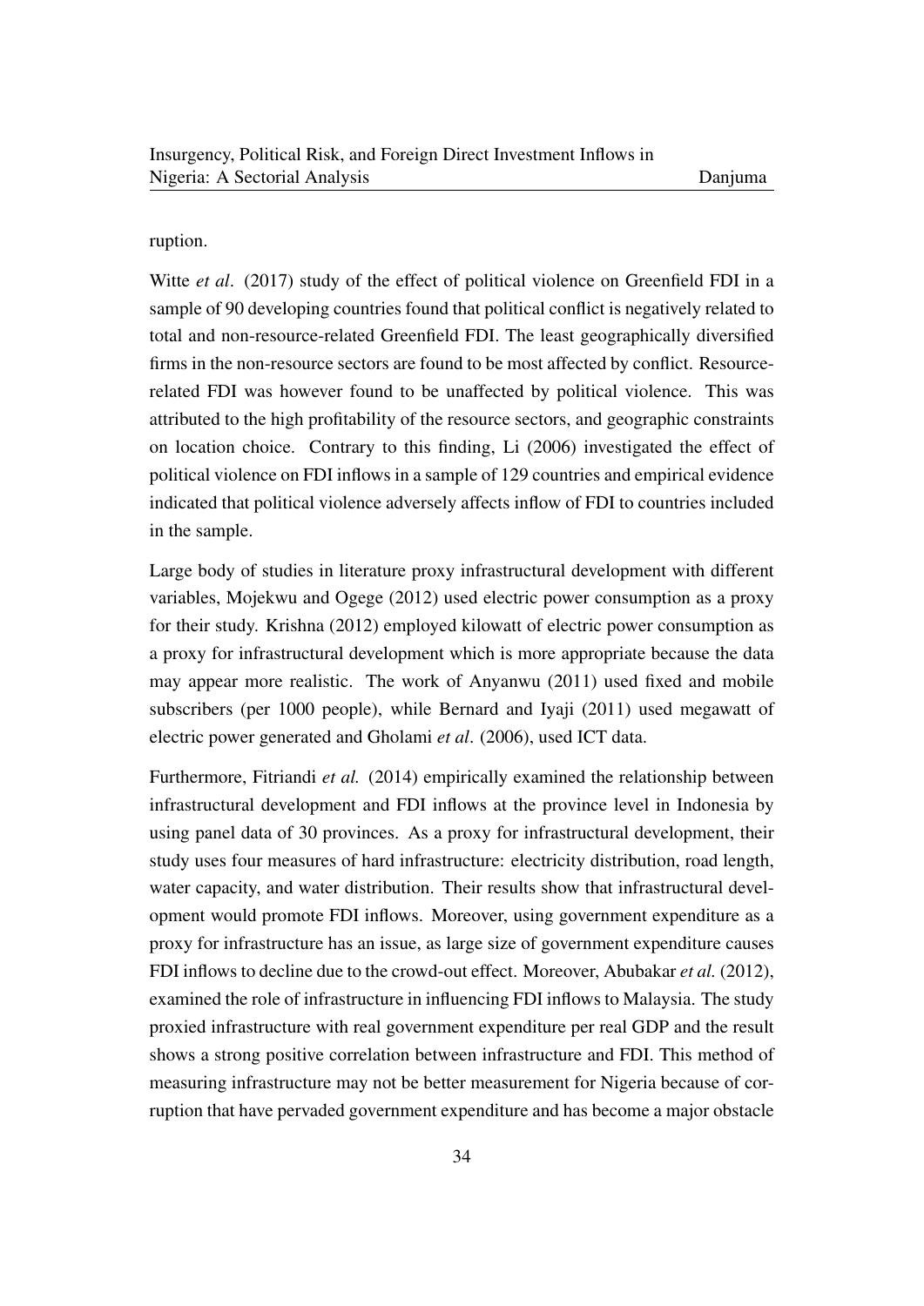ruption.

Witte *et al*. (2017) study of the effect of political violence on Greenfield FDI in a sample of 90 developing countries found that political conflict is negatively related to total and non-resource-related Greenfield FDI. The least geographically diversified firms in the non-resource sectors are found to be most affected by conflict. Resource-related FDI was however found to be unaffected by political violence. This was attributed to the high profitability of the resource sectors, and geographic constraints on location choice. Contrary to this finding, Li (2006) investigated the effect of political violence on FDI inflows in a sample of 129 countries and empirical evidence indicated that political violence adversely affects inflow of FDI to countries included in the sample.

Large body of studies in literature proxy infrastructural development with different variables, Mojekwu and Ogege (2012) used electric power consumption as a proxy for their study. Krishna (2012) employed kilowatt of electric power consumption as a proxy for infrastructural development which is more appropriate because the data may appear more realistic. The work of Anyanwu (2011) used fixed and mobile subscribers (per 1000 people), while Bernard and Iyaji (2011) used megawatt of electric power generated and Gholami *et al*. (2006), used ICT data.

Furthermore, Fitriandi *et al.* (2014) empirically examined the relationship between infrastructural development and FDI inflows at the province level in Indonesia by using panel data of 30 provinces. As a proxy for infrastructural development, their study uses four measures of hard infrastructure: electricity distribution, road length, water capacity, and water distribution. Their results show that infrastructural development would promote FDI inflows. Moreover, using government expenditure as a proxy for infrastructure has an issue, as large size of government expenditure causes FDI inflows to decline due to the crowd-out effect. Moreover, Abubakar *et al.* (2012), examined the role of infrastructure in influencing FDI inflows to Malaysia. The study proxied infrastructure with real government expenditure per real GDP and the result shows a strong positive correlation between infrastructure and FDI. This method of measuring infrastructure may not be better measurement for Nigeria because of corruption that have pervaded government expenditure and has become a major obstacle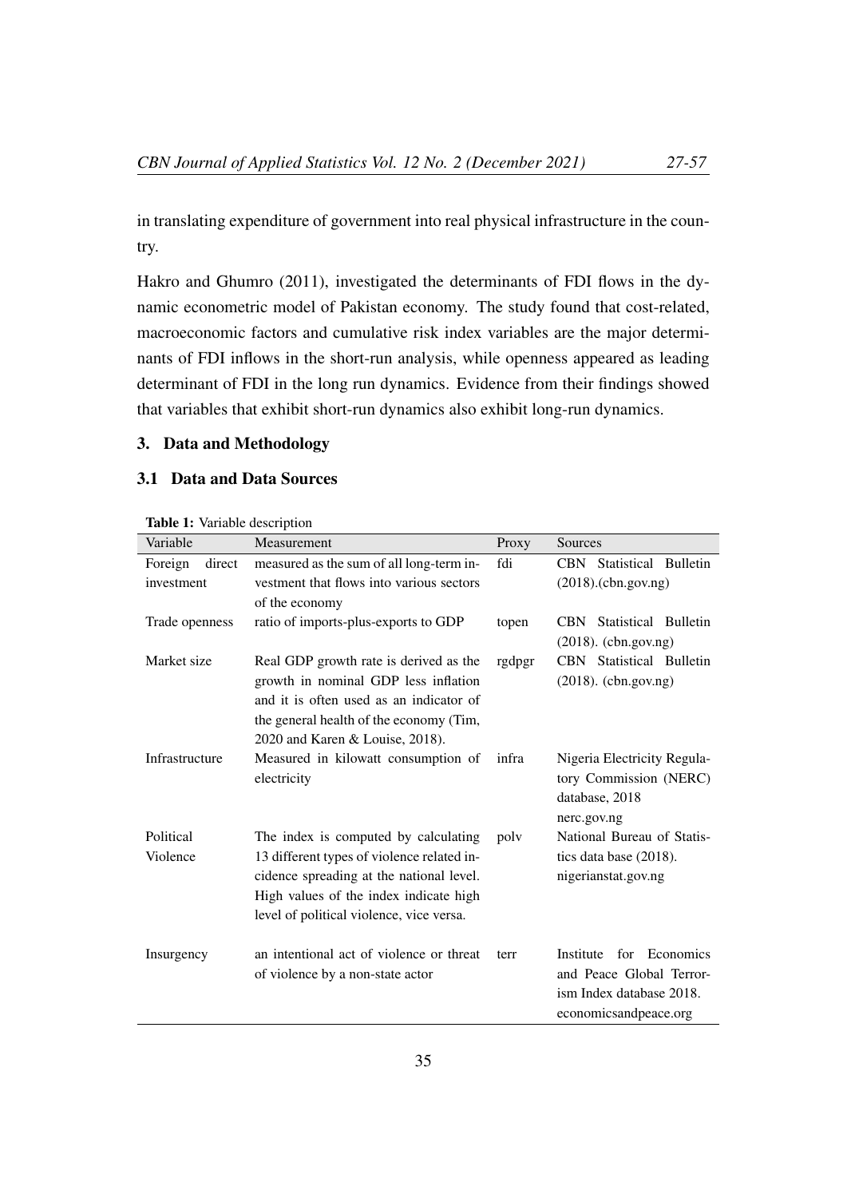in translating expenditure of government into real physical infrastructure in the country.

Hakro and Ghumro (2011), investigated the determinants of FDI flows in the dynamic econometric model of Pakistan economy. The study found that cost-related, macroeconomic factors and cumulative risk index variables are the major determinants of FDI inflows in the short-run analysis, while openness appeared as leading determinant of FDI in the long run dynamics. Evidence from their findings showed that variables that exhibit short-run dynamics also exhibit long-run dynamics.

## 3. Data and Methodology

### 3.1 Data and Data Sources

**Table 1:** Variable description

| Variable | Measurement | Proxy | Sources |
|---|---|---|---|
| Foreign direct investment | measured as the sum of all long-term investment that flows into various sectors of the economy | fdi | CBN Statistical Bulletin (2018).(cbn.gov.ng) |
| Trade openness | ratio of imports-plus-exports to GDP | topen | CBN Statistical Bulletin (2018). (cbn.gov.ng) |
| Market size | Real GDP growth rate is derived as the growth in nominal GDP less inflation and it is often used as an indicator of the general health of the economy (Tim, 2020 and Karen & Louise, 2018). | rgdpgr | CBN Statistical Bulletin (2018). (cbn.gov.ng) |
| Infrastructure | Measured in kilowatt consumption of electricity | infra | Nigeria Electricity Regulatory Commission (NERC) database, 2018 nerc.gov.ng |
| Political Violence | The index is computed by calculating 13 different types of violence related incidence spreading at the national level. High values of the index indicate high level of political violence, vice versa. | polv | National Bureau of Statistics data base (2018). nigerianstat.gov.ng |
| Insurgency | an intentional act of violence or threat of violence by a non-state actor | terr | Institute for Economics and Peace Global Terrorism Index database 2018. economicsandpeace.org |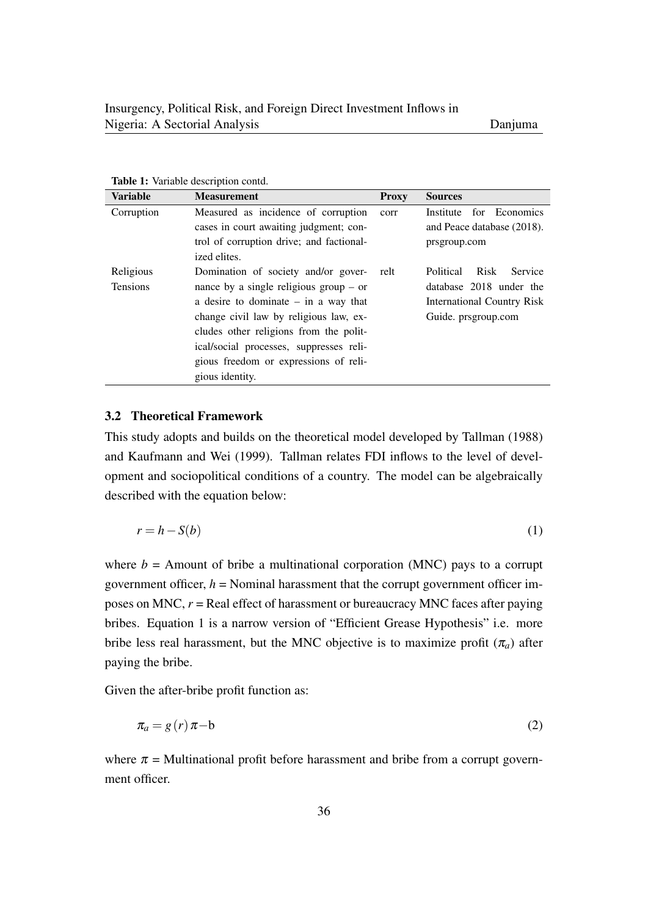**Table 1:** Variable description contd.

| Variable | Measurement | Proxy | Sources |
| --- | --- | --- | --- |
| Corruption | Measured as incidence of corruption cases in court awaiting judgment; control of corruption drive; and factionalized elites. | corr | Institute for Economics and Peace database (2018). prsgroup.com |
| Religious Tensions | Domination of society and/or governance by a single religious group – or a desire to dominate – in a way that change civil law by religious law, excludes other religions from the political/social processes, suppresses religious freedom or expressions of religious identity. | relt | Political Risk Service database 2018 under the International Country Risk Guide. prsgroup.com |

### 3.2 Theoretical Framework

This study adopts and builds on the theoretical model developed by Tallman (1988) and Kaufmann and Wei (1999). Tallman relates FDI inflows to the level of development and sociopolitical conditions of a country. The model can be algebraically described with the equation below:

$$r = h - S(b) \tag{1}$$

where $b$ = Amount of bribe a multinational corporation (MNC) pays to a corrupt government officer, $h$ = Nominal harassment that the corrupt government officer imposes on MNC, $r$ = Real effect of harassment or bureaucracy MNC faces after paying bribes. Equation 1 is a narrow version of "Efficient Grease Hypothesis" i.e. more bribe less real harassment, but the MNC objective is to maximize profit ($\pi_a$) after paying the bribe.

Given the after-bribe profit function as:

$$\pi_a = g(r)\,\pi - \mathrm{b} \tag{2}$$

where $\pi$ = Multinational profit before harassment and bribe from a corrupt government officer.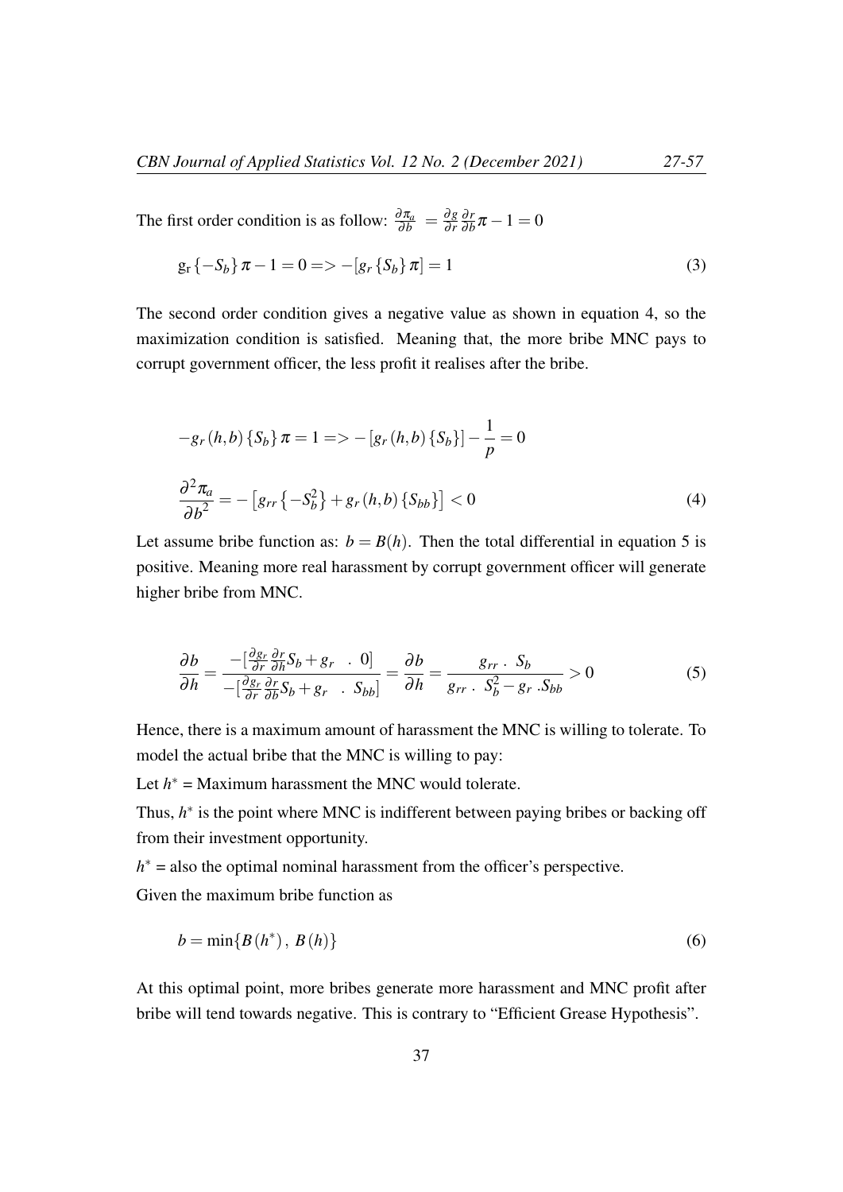The first order condition is as follow: $\frac{\partial \pi_a}{\partial b} = \frac{\partial g}{\partial r} \frac{\partial r}{\partial b} \pi - 1 = 0$

$$\mathrm{g_r} \{-S_b\} \pi - 1 = 0 => -[g_r \{S_b\} \pi] = 1 \tag{3}$$

The second order condition gives a negative value as shown in equation 4, so the maximization condition is satisfied. Meaning that, the more bribe MNC pays to corrupt government officer, the less profit it realises after the bribe.

$$-g_r(h,b)\{S_b\} \pi = 1 => -[g_r(h,b)\{S_b\}] - \frac{1}{p} = 0$$

$$\frac{\partial^2 \pi_a}{\partial b^2} = -\left[g_{rr}\left\{-S_b^2\right\} + g_r(h,b)\{S_{bb}\}\right] < 0 \tag{4}$$

Let assume bribe function as: $b = B(h)$. Then the total differential in equation 5 is positive. Meaning more real harassment by corrupt government officer will generate higher bribe from MNC.

$$\frac{\partial b}{\partial h} = \frac{-[\frac{\partial g_r}{\partial r} \frac{\partial r}{\partial h} S_b + g_r \quad . \ 0]}{-[\frac{\partial g_r}{\partial r} \frac{\partial r}{\partial b} S_b + g_r \quad . \ S_{bb}]} = \frac{\partial b}{\partial h} = \frac{g_{rr} \ . \ S_b}{g_{rr} \ . \ S_b^2 - g_r \ .S_{bb}} > 0 \tag{5}$$

Hence, there is a maximum amount of harassment the MNC is willing to tolerate. To model the actual bribe that the MNC is willing to pay:

Let $h^*$ = Maximum harassment the MNC would tolerate.

Thus, $h^*$ is the point where MNC is indifferent between paying bribes or backing off from their investment opportunity.

$h^*$ = also the optimal nominal harassment from the officer's perspective.

Given the maximum bribe function as

$$b = \min\{B(h^*), \ B(h)\} \tag{6}$$

At this optimal point, more bribes generate more harassment and MNC profit after bribe will tend towards negative. This is contrary to "Efficient Grease Hypothesis".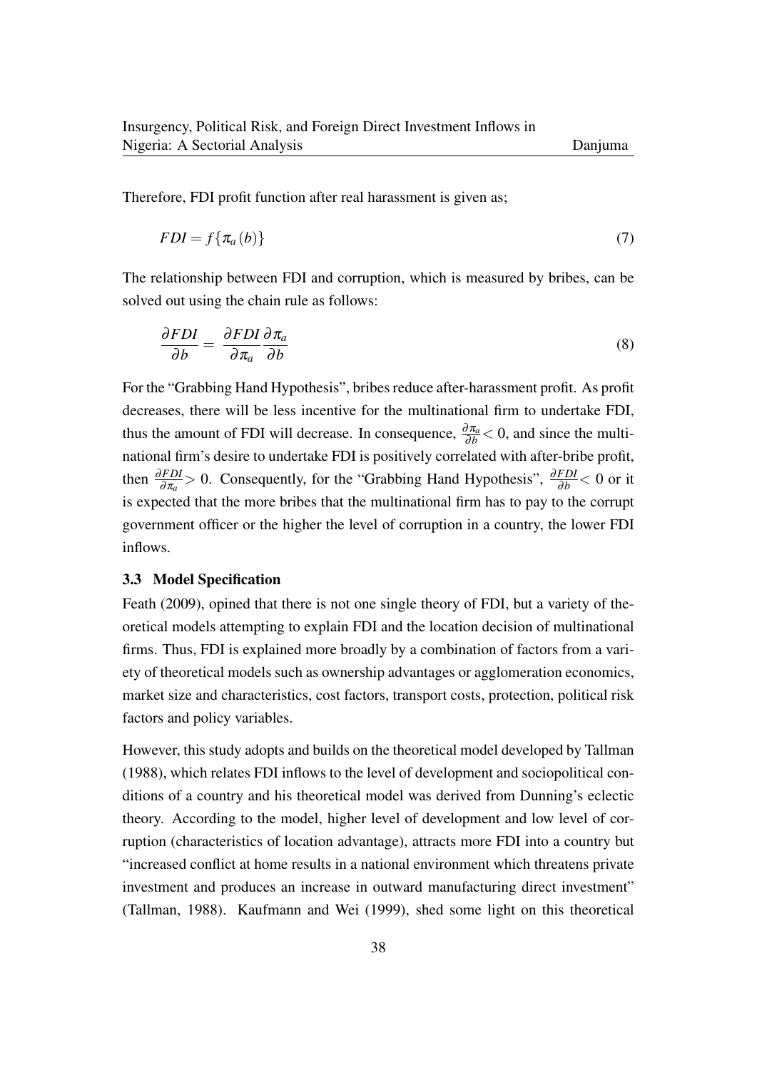Therefore, FDI profit function after real harassment is given as;

$$FDI = f\{\pi_a(b)\} \tag{7}$$

The relationship between FDI and corruption, which is measured by bribes, can be solved out using the chain rule as follows:

$$\frac{\partial FDI}{\partial b} = \frac{\partial FDI}{\partial \pi_a}\frac{\partial \pi_a}{\partial b} \tag{8}$$

For the "Grabbing Hand Hypothesis", bribes reduce after-harassment profit. As profit decreases, there will be less incentive for the multinational firm to undertake FDI, thus the amount of FDI will decrease. In consequence, $\frac{\partial \pi_a}{\partial b} < 0$, and since the multinational firm's desire to undertake FDI is positively correlated with after-bribe profit, then $\frac{\partial FDI}{\partial \pi_a} > 0$. Consequently, for the "Grabbing Hand Hypothesis", $\frac{\partial FDI}{\partial b} < 0$ or it is expected that the more bribes that the multinational firm has to pay to the corrupt government officer or the higher the level of corruption in a country, the lower FDI inflows.

### 3.3 Model Specification

Feath (2009), opined that there is not one single theory of FDI, but a variety of theoretical models attempting to explain FDI and the location decision of multinational firms. Thus, FDI is explained more broadly by a combination of factors from a variety of theoretical models such as ownership advantages or agglomeration economics, market size and characteristics, cost factors, transport costs, protection, political risk factors and policy variables.

However, this study adopts and builds on the theoretical model developed by Tallman (1988), which relates FDI inflows to the level of development and sociopolitical conditions of a country and his theoretical model was derived from Dunning's eclectic theory. According to the model, higher level of development and low level of corruption (characteristics of location advantage), attracts more FDI into a country but "increased conflict at home results in a national environment which threatens private investment and produces an increase in outward manufacturing direct investment" (Tallman, 1988). Kaufmann and Wei (1999), shed some light on this theoretical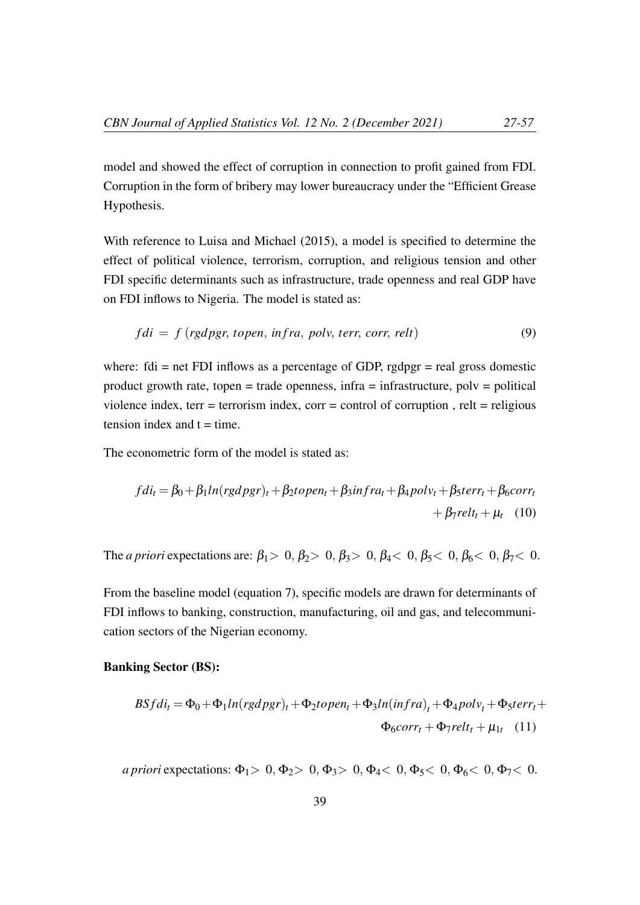model and showed the effect of corruption in connection to profit gained from FDI. Corruption in the form of bribery may lower bureaucracy under the "Efficient Grease Hypothesis.

With reference to Luisa and Michael (2015), a model is specified to determine the effect of political violence, terrorism, corruption, and religious tension and other FDI specific determinants such as infrastructure, trade openness and real GDP have on FDI inflows to Nigeria. The model is stated as:

$$fdi = f\,(rgdpgr,\, topen,\, infra,\, polv,\, terr,\, corr,\, relt) \tag{9}$$

where: fdi = net FDI inflows as a percentage of GDP, rgdpgr = real gross domestic product growth rate, topen = trade openness, infra = infrastructure, polv = political violence index, terr = terrorism index, corr = control of corruption , relt = religious tension index and t = time.

The econometric form of the model is stated as:

$$fdi_t = \beta_0 + \beta_1 ln(rgdpgr)_t + \beta_2 topen_t + \beta_3 infra_t + \beta_4 polv_t + \beta_5 terr_t + \beta_6 corr_t + \beta_7 relt_t + \mu_t \tag{10}$$

The *a priori* expectations are: $\beta_1 > 0, \beta_2 > 0, \beta_3 > 0, \beta_4 < 0, \beta_5 < 0, \beta_6 < 0, \beta_7 < 0.$

From the baseline model (equation 7), specific models are drawn for determinants of FDI inflows to banking, construction, manufacturing, oil and gas, and telecommunication sectors of the Nigerian economy.

**Banking Sector (BS):**

$$BSfdi_t = \Phi_0 + \Phi_1 ln(rgdpgr)_t + \Phi_2 topen_t + \Phi_3 ln(infra)_t + \Phi_4 polv_t + \Phi_5 terr_t + \Phi_6 corr_t + \Phi_7 relt_t + \mu_{1t} \tag{11}$$

*a priori* expectations: $\Phi_1 > 0, \Phi_2 > 0, \Phi_3 > 0, \Phi_4 < 0, \Phi_5 < 0, \Phi_6 < 0, \Phi_7 < 0.$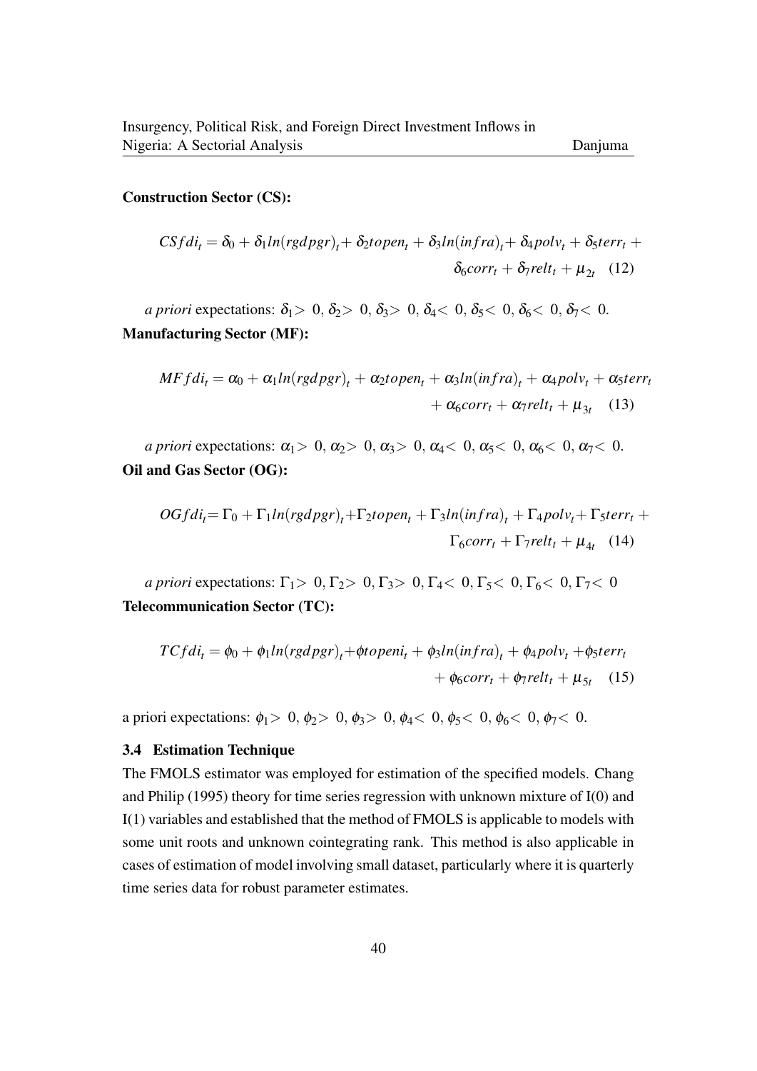**Construction Sector (CS):**

$$CSfdi_t = \delta_0 + \delta_1 ln(rgdpgr)_t + \delta_2 topen_t + \delta_3 ln(infra)_t + \delta_4 polv_t + \delta_5 terr_t + \delta_6 corr_t + \delta_7 relt_t + \mu_{2t} \quad (12)$$

*a priori* expectations: $\delta_1 > 0$, $\delta_2 > 0$, $\delta_3 > 0$, $\delta_4 < 0$, $\delta_5 < 0$, $\delta_6 < 0$, $\delta_7 < 0$.

**Manufacturing Sector (MF):**

$$MFfdi_t = \alpha_0 + \alpha_1 ln(rgdpgr)_t + \alpha_2 topen_t + \alpha_3 ln(infra)_t + \alpha_4 polv_t + \alpha_5 terr_t + \alpha_6 corr_t + \alpha_7 relt_t + \mu_{3t} \quad (13)$$

*a priori* expectations: $\alpha_1 > 0$, $\alpha_2 > 0$, $\alpha_3 > 0$, $\alpha_4 < 0$, $\alpha_5 < 0$, $\alpha_6 < 0$, $\alpha_7 < 0$.

**Oil and Gas Sector (OG):**

$$OGfdi_t = \Gamma_0 + \Gamma_1 ln(rgdpgr)_t + \Gamma_2 topen_t + \Gamma_3 ln(infra)_t + \Gamma_4 polv_t + \Gamma_5 terr_t + \Gamma_6 corr_t + \Gamma_7 relt_t + \mu_{4t} \quad (14)$$

*a priori* expectations: $\Gamma_1 > 0$, $\Gamma_2 > 0$, $\Gamma_3 > 0$, $\Gamma_4 < 0$, $\Gamma_5 < 0$, $\Gamma_6 < 0$, $\Gamma_7 < 0$

**Telecommunication Sector (TC):**

$$TCfdi_t = \phi_0 + \phi_1 ln(rgdpgr)_t + \phi topeni_t + \phi_3 ln(infra)_t + \phi_4 polv_t + \phi_5 terr_t + \phi_6 corr_t + \phi_7 relt_t + \mu_{5t} \quad (15)$$

a priori expectations: $\phi_1 > 0$, $\phi_2 > 0$, $\phi_3 > 0$, $\phi_4 < 0$, $\phi_5 < 0$, $\phi_6 < 0$, $\phi_7 < 0$.

### 3.4 Estimation Technique

The FMOLS estimator was employed for estimation of the specified models. Chang and Philip (1995) theory for time series regression with unknown mixture of I(0) and I(1) variables and established that the method of FMOLS is applicable to models with some unit roots and unknown cointegrating rank. This method is also applicable in cases of estimation of model involving small dataset, particularly where it is quarterly time series data for robust parameter estimates.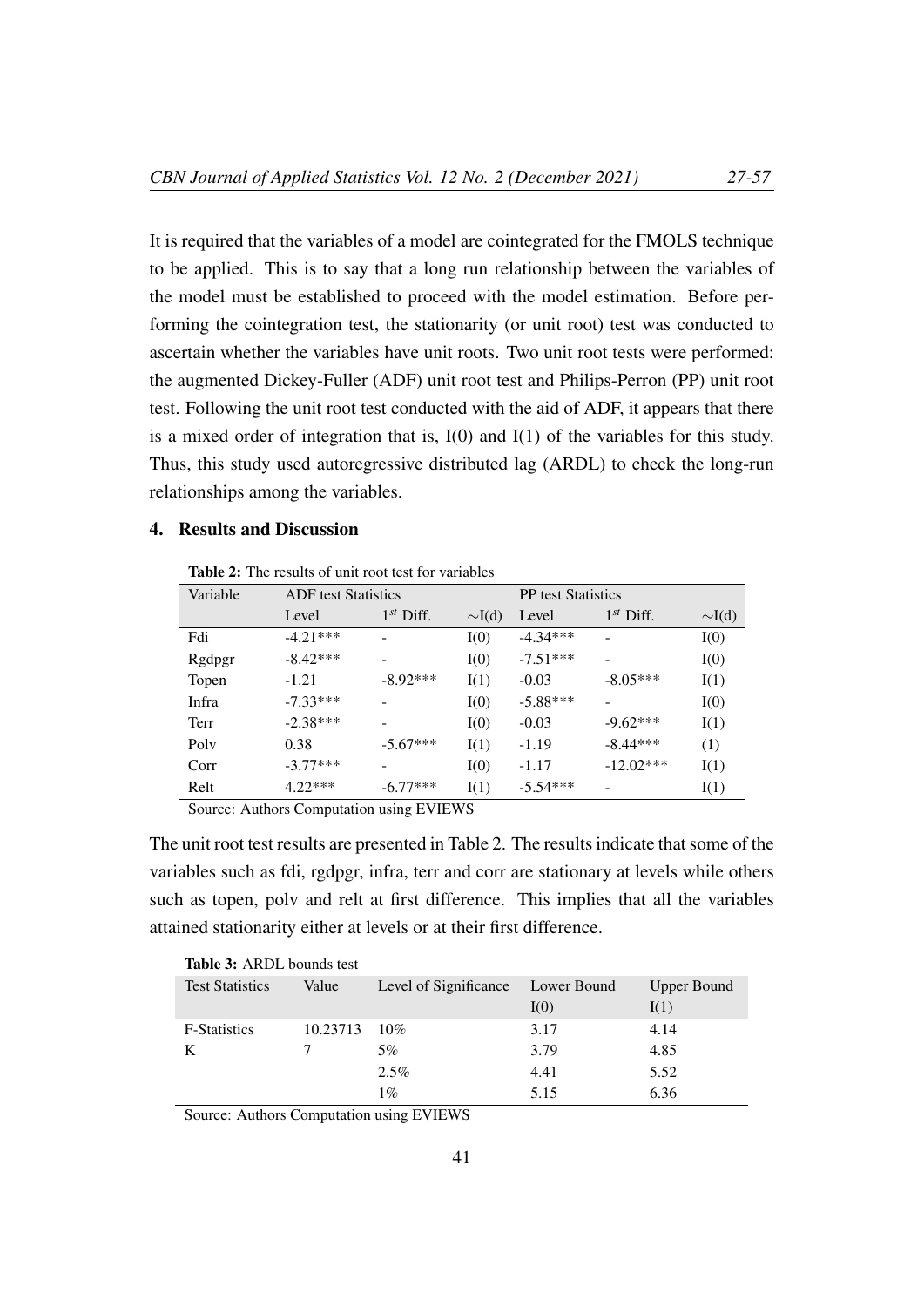It is required that the variables of a model are cointegrated for the FMOLS technique to be applied. This is to say that a long run relationship between the variables of the model must be established to proceed with the model estimation. Before performing the cointegration test, the stationarity (or unit root) test was conducted to ascertain whether the variables have unit roots. Two unit root tests were performed: the augmented Dickey-Fuller (ADF) unit root test and Philips-Perron (PP) unit root test. Following the unit root test conducted with the aid of ADF, it appears that there is a mixed order of integration that is, I(0) and I(1) of the variables for this study. Thus, this study used autoregressive distributed lag (ARDL) to check the long-run relationships among the variables.

## 4. Results and Discussion

**Table 2:** The results of unit root test for variables

| Variable | ADF test Statistics | | | PP test Statistics | | |
|---|---|---|---|---|---|---|
| | Level | $1^{st}$ Diff. | ∼I(d) | Level | $1^{st}$ Diff. | ∼I(d) |
| Fdi | -4.21*** | - | I(0) | -4.34*** | - | I(0) |
| Rgdpgr | -8.42*** | - | I(0) | -7.51*** | - | I(0) |
| Topen | -1.21 | -8.92*** | I(1) | -0.03 | -8.05*** | I(1) |
| Infra | -7.33*** | - | I(0) | -5.88*** | - | I(0) |
| Terr | -2.38*** | - | I(0) | -0.03 | -9.62*** | I(1) |
| Polv | 0.38 | -5.67*** | I(1) | -1.19 | -8.44*** | (1) |
| Corr | -3.77*** | - | I(0) | -1.17 | -12.02*** | I(1) |
| Relt | 4.22*** | -6.77*** | I(1) | -5.54*** | - | I(1) |

Source: Authors Computation using EVIEWS

The unit root test results are presented in Table 2. The results indicate that some of the variables such as fdi, rgdpgr, infra, terr and corr are stationary at levels while others such as topen, polv and relt at first difference. This implies that all the variables attained stationarity either at levels or at their first difference.

**Table 3:** ARDL bounds test

| Test Statistics | Value | Level of Significance | Lower Bound I(0) | Upper Bound I(1) |
|---|---|---|---|---|
| F-Statistics | 10.23713 | 10% | 3.17 | 4.14 |
| K | 7 | 5% | 3.79 | 4.85 |
| | | 2.5% | 4.41 | 5.52 |
| | | 1% | 5.15 | 6.36 |

Source: Authors Computation using EVIEWS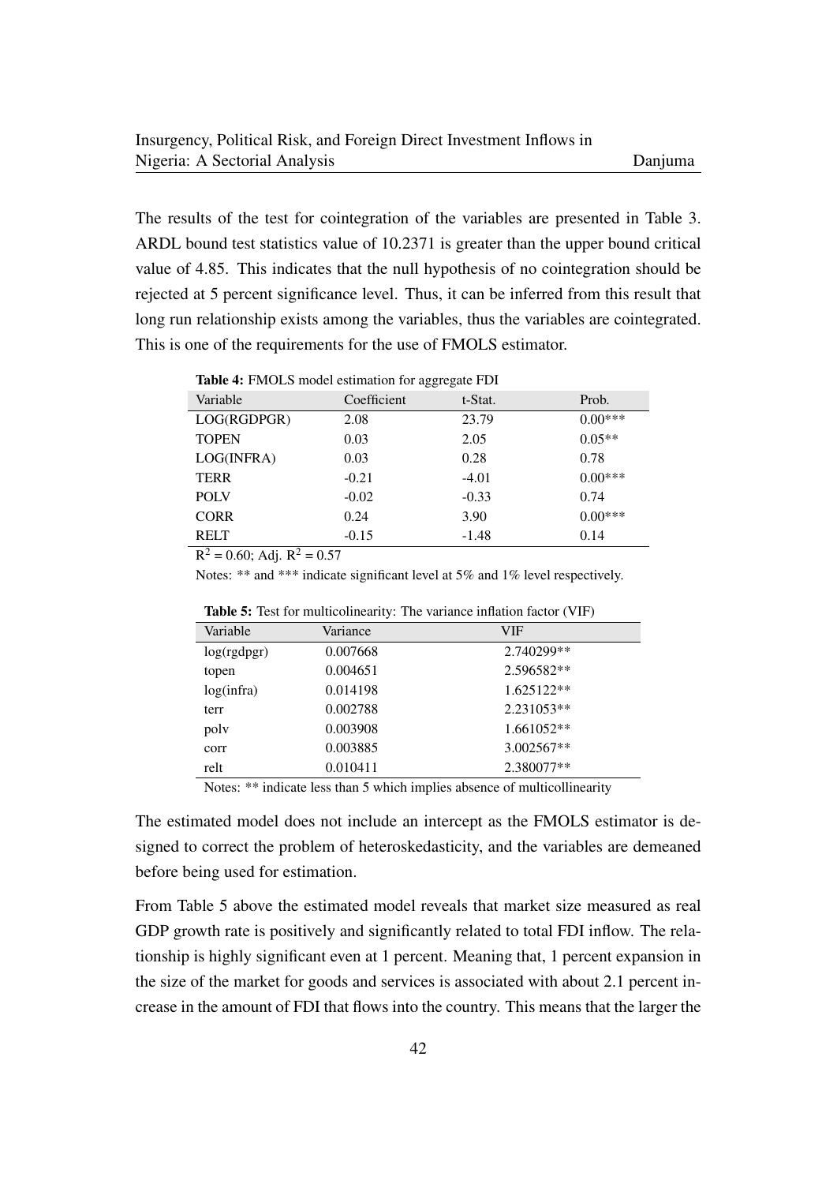The results of the test for cointegration of the variables are presented in Table 3. ARDL bound test statistics value of 10.2371 is greater than the upper bound critical value of 4.85. This indicates that the null hypothesis of no cointegration should be rejected at 5 percent significance level. Thus, it can be inferred from this result that long run relationship exists among the variables, thus the variables are cointegrated. This is one of the requirements for the use of FMOLS estimator.

**Table 4:** FMOLS model estimation for aggregate FDI

| Variable | Coefficient | t-Stat. | Prob. |
|---|---|---|---|
| LOG(RGDPGR) | 2.08 | 23.79 | 0.00*** |
| TOPEN | 0.03 | 2.05 | 0.05** |
| LOG(INFRA) | 0.03 | 0.28 | 0.78 |
| TERR | -0.21 | -4.01 | 0.00*** |
| POLV | -0.02 | -0.33 | 0.74 |
| CORR | 0.24 | 3.90 | 0.00*** |
| RELT | -0.15 | -1.48 | 0.14 |

$R^2 = 0.60$; Adj. $R^2 = 0.57$

Notes: ** and *** indicate significant level at 5% and 1% level respectively.

**Table 5:** Test for multicolinearity: The variance inflation factor (VIF)

| Variable | Variance | VIF |
|---|---|---|
| log(rgdpgr) | 0.007668 | 2.740299** |
| topen | 0.004651 | 2.596582** |
| log(infra) | 0.014198 | 1.625122** |
| terr | 0.002788 | 2.231053** |
| polv | 0.003908 | 1.661052** |
| corr | 0.003885 | 3.002567** |
| relt | 0.010411 | 2.380077** |

Notes: ** indicate less than 5 which implies absence of multicollinearity

The estimated model does not include an intercept as the FMOLS estimator is designed to correct the problem of heteroskedasticity, and the variables are demeaned before being used for estimation.

From Table 5 above the estimated model reveals that market size measured as real GDP growth rate is positively and significantly related to total FDI inflow. The relationship is highly significant even at 1 percent. Meaning that, 1 percent expansion in the size of the market for goods and services is associated with about 2.1 percent increase in the amount of FDI that flows into the country. This means that the larger the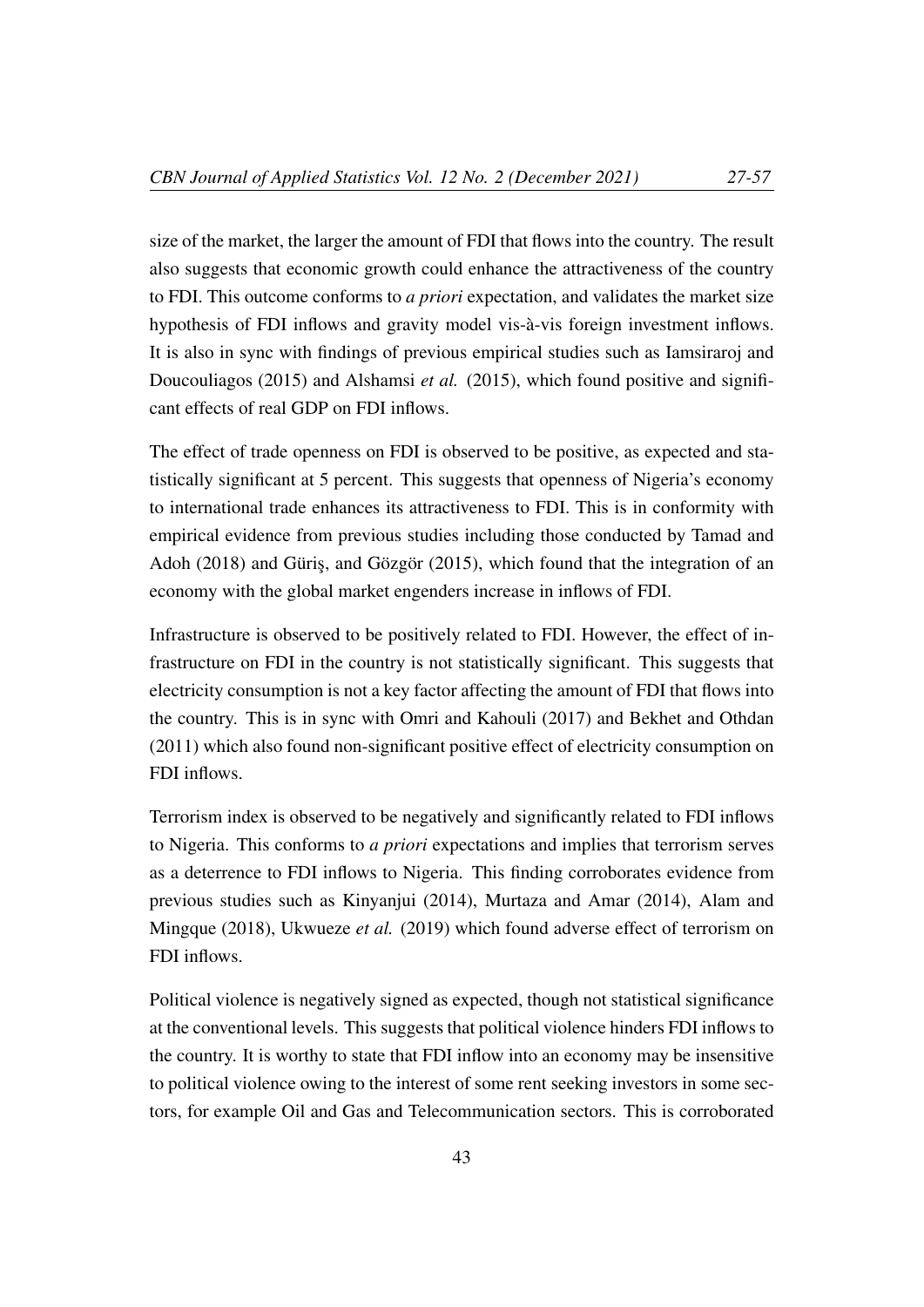size of the market, the larger the amount of FDI that flows into the country. The result also suggests that economic growth could enhance the attractiveness of the country to FDI. This outcome conforms to *a priori* expectation, and validates the market size hypothesis of FDI inflows and gravity model vis-à-vis foreign investment inflows. It is also in sync with findings of previous empirical studies such as Iamsiraroj and Doucouliagos (2015) and Alshamsi *et al.* (2015), which found positive and significant effects of real GDP on FDI inflows.

The effect of trade openness on FDI is observed to be positive, as expected and statistically significant at 5 percent. This suggests that openness of Nigeria's economy to international trade enhances its attractiveness to FDI. This is in conformity with empirical evidence from previous studies including those conducted by Tamad and Adoh (2018) and Güriş, and Gözgör (2015), which found that the integration of an economy with the global market engenders increase in inflows of FDI.

Infrastructure is observed to be positively related to FDI. However, the effect of infrastructure on FDI in the country is not statistically significant. This suggests that electricity consumption is not a key factor affecting the amount of FDI that flows into the country. This is in sync with Omri and Kahouli (2017) and Bekhet and Othdan (2011) which also found non-significant positive effect of electricity consumption on FDI inflows.

Terrorism index is observed to be negatively and significantly related to FDI inflows to Nigeria. This conforms to *a priori* expectations and implies that terrorism serves as a deterrence to FDI inflows to Nigeria. This finding corroborates evidence from previous studies such as Kinyanjui (2014), Murtaza and Amar (2014), Alam and Mingque (2018), Ukwueze *et al.* (2019) which found adverse effect of terrorism on FDI inflows.

Political violence is negatively signed as expected, though not statistical significance at the conventional levels. This suggests that political violence hinders FDI inflows to the country. It is worthy to state that FDI inflow into an economy may be insensitive to political violence owing to the interest of some rent seeking investors in some sectors, for example Oil and Gas and Telecommunication sectors. This is corroborated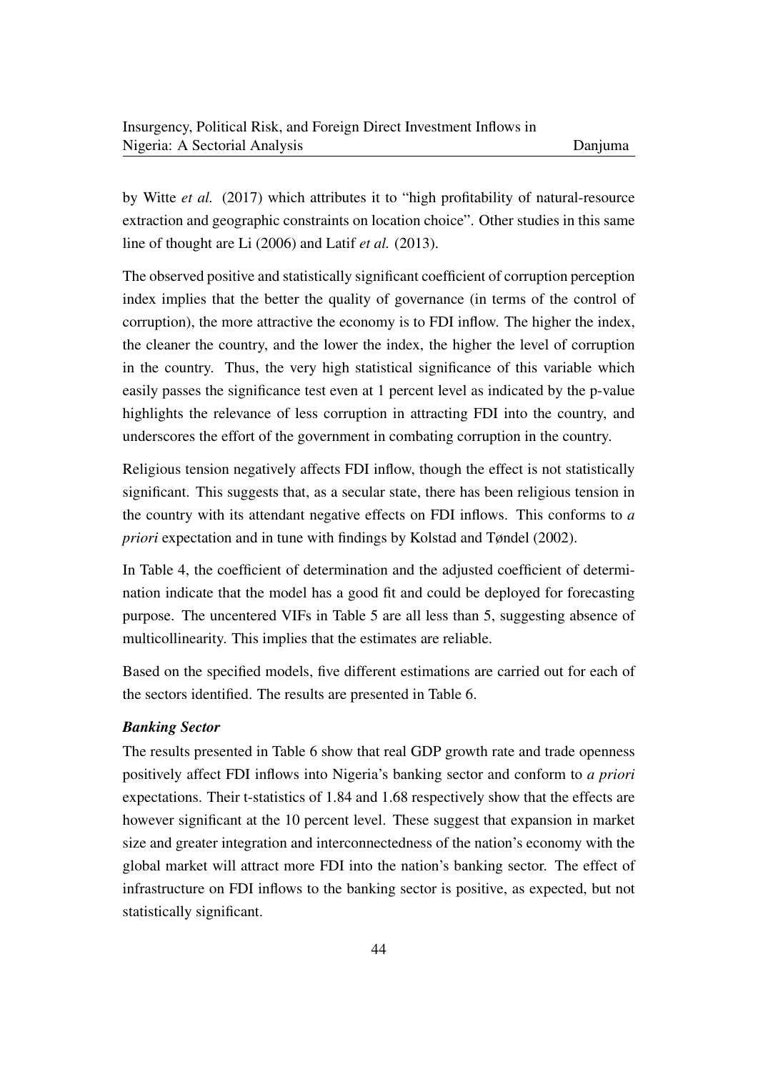by Witte *et al.* (2017) which attributes it to "high profitability of natural-resource extraction and geographic constraints on location choice". Other studies in this same line of thought are Li (2006) and Latif *et al.* (2013).

The observed positive and statistically significant coefficient of corruption perception index implies that the better the quality of governance (in terms of the control of corruption), the more attractive the economy is to FDI inflow. The higher the index, the cleaner the country, and the lower the index, the higher the level of corruption in the country. Thus, the very high statistical significance of this variable which easily passes the significance test even at 1 percent level as indicated by the p-value highlights the relevance of less corruption in attracting FDI into the country, and underscores the effort of the government in combating corruption in the country.

Religious tension negatively affects FDI inflow, though the effect is not statistically significant. This suggests that, as a secular state, there has been religious tension in the country with its attendant negative effects on FDI inflows. This conforms to *a priori* expectation and in tune with findings by Kolstad and Tøndel (2002).

In Table 4, the coefficient of determination and the adjusted coefficient of determination indicate that the model has a good fit and could be deployed for forecasting purpose. The uncentered VIFs in Table 5 are all less than 5, suggesting absence of multicollinearity. This implies that the estimates are reliable.

Based on the specified models, five different estimations are carried out for each of the sectors identified. The results are presented in Table 6.

***Banking Sector***

The results presented in Table 6 show that real GDP growth rate and trade openness positively affect FDI inflows into Nigeria's banking sector and conform to *a priori* expectations. Their t-statistics of 1.84 and 1.68 respectively show that the effects are however significant at the 10 percent level. These suggest that expansion in market size and greater integration and interconnectedness of the nation's economy with the global market will attract more FDI into the nation's banking sector. The effect of infrastructure on FDI inflows to the banking sector is positive, as expected, but not statistically significant.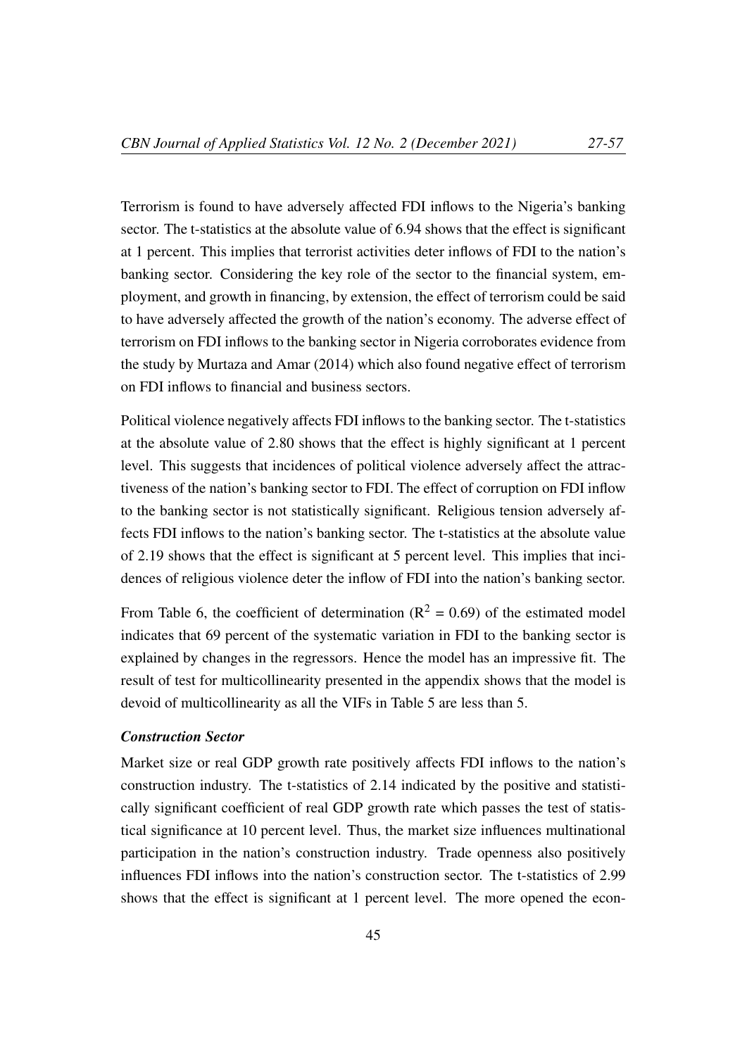Terrorism is found to have adversely affected FDI inflows to the Nigeria's banking sector. The t-statistics at the absolute value of 6.94 shows that the effect is significant at 1 percent. This implies that terrorist activities deter inflows of FDI to the nation's banking sector. Considering the key role of the sector to the financial system, employment, and growth in financing, by extension, the effect of terrorism could be said to have adversely affected the growth of the nation's economy. The adverse effect of terrorism on FDI inflows to the banking sector in Nigeria corroborates evidence from the study by Murtaza and Amar (2014) which also found negative effect of terrorism on FDI inflows to financial and business sectors.

Political violence negatively affects FDI inflows to the banking sector. The t-statistics at the absolute value of 2.80 shows that the effect is highly significant at 1 percent level. This suggests that incidences of political violence adversely affect the attractiveness of the nation's banking sector to FDI. The effect of corruption on FDI inflow to the banking sector is not statistically significant. Religious tension adversely affects FDI inflows to the nation's banking sector. The t-statistics at the absolute value of 2.19 shows that the effect is significant at 5 percent level. This implies that incidences of religious violence deter the inflow of FDI into the nation's banking sector.

From Table 6, the coefficient of determination ($R^2$ = 0.69) of the estimated model indicates that 69 percent of the systematic variation in FDI to the banking sector is explained by changes in the regressors. Hence the model has an impressive fit. The result of test for multicollinearity presented in the appendix shows that the model is devoid of multicollinearity as all the VIFs in Table 5 are less than 5.

***Construction Sector***

Market size or real GDP growth rate positively affects FDI inflows to the nation's construction industry. The t-statistics of 2.14 indicated by the positive and statistically significant coefficient of real GDP growth rate which passes the test of statistical significance at 10 percent level. Thus, the market size influences multinational participation in the nation's construction industry. Trade openness also positively influences FDI inflows into the nation's construction sector. The t-statistics of 2.99 shows that the effect is significant at 1 percent level. The more opened the econ-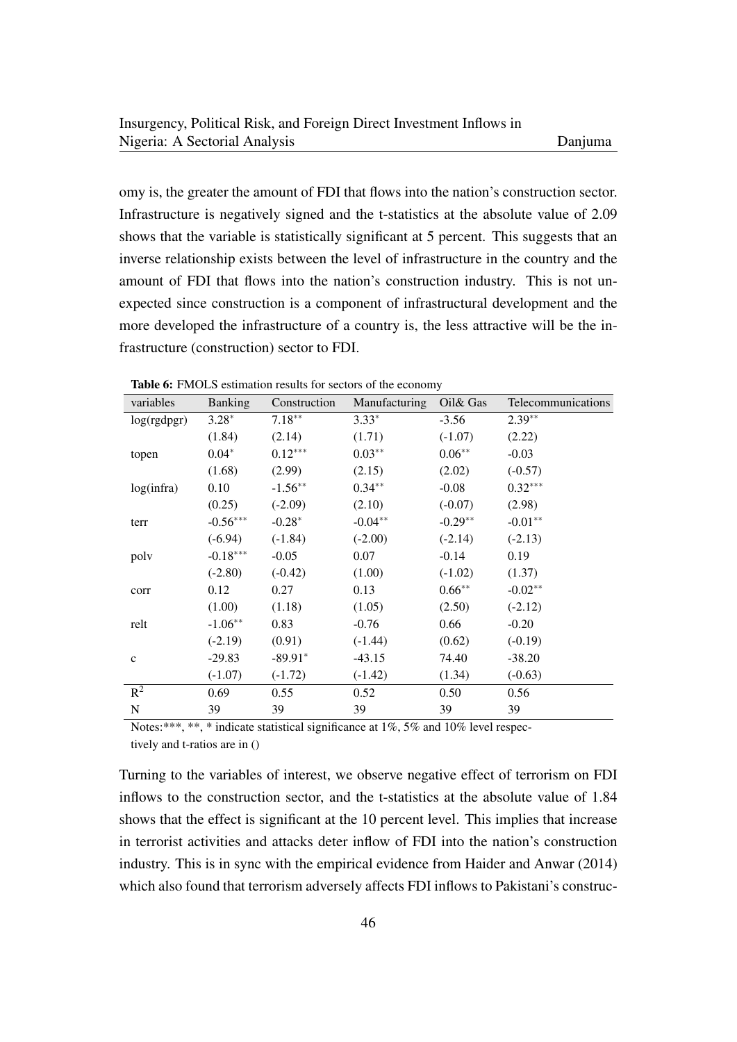omy is, the greater the amount of FDI that flows into the nation's construction sector. Infrastructure is negatively signed and the t-statistics at the absolute value of 2.09 shows that the variable is statistically significant at 5 percent. This suggests that an inverse relationship exists between the level of infrastructure in the country and the amount of FDI that flows into the nation's construction industry. This is not unexpected since construction is a component of infrastructural development and the more developed the infrastructure of a country is, the less attractive will be the infrastructure (construction) sector to FDI.

**Table 6:** FMOLS estimation results for sectors of the economy

| variables | Banking | Construction | Manufacturing | Oil& Gas | Telecommunications |
|---|---|---|---|---|---|
| log(rgdpgr) | $3.28^{*}$ | $7.18^{**}$ | $3.33^{*}$ | -3.56 | $2.39^{**}$ |
| | (1.84) | (2.14) | (1.71) | (-1.07) | (2.22) |
| topen | $0.04^{*}$ | $0.12^{***}$ | $0.03^{**}$ | $0.06^{**}$ | -0.03 |
| | (1.68) | (2.99) | (2.15) | (2.02) | (-0.57) |
| log(infra) | 0.10 | $-1.56^{**}$ | $0.34^{**}$ | -0.08 | $0.32^{***}$ |
| | (0.25) | (-2.09) | (2.10) | (-0.07) | (2.98) |
| terr | $-0.56^{***}$ | $-0.28^{*}$ | $-0.04^{**}$ | $-0.29^{**}$ | $-0.01^{**}$ |
| | (-6.94) | (-1.84) | (-2.00) | (-2.14) | (-2.13) |
| polv | $-0.18^{***}$ | -0.05 | 0.07 | -0.14 | 0.19 |
| | (-2.80) | (-0.42) | (1.00) | (-1.02) | (1.37) |
| corr | 0.12 | 0.27 | 0.13 | $0.66^{**}$ | $-0.02^{**}$ |
| | (1.00) | (1.18) | (1.05) | (2.50) | (-2.12) |
| relt | $-1.06^{**}$ | 0.83 | -0.76 | 0.66 | -0.20 |
| | (-2.19) | (0.91) | (-1.44) | (0.62) | (-0.19) |
| c | -29.83 | $-89.91^{*}$ | -43.15 | 74.40 | -38.20 |
| | (-1.07) | (-1.72) | (-1.42) | (1.34) | (-0.63) |
| $R^2$ | 0.69 | 0.55 | 0.52 | 0.50 | 0.56 |
| N | 39 | 39 | 39 | 39 | 39 |

Notes:***, **, * indicate statistical significance at 1%, 5% and 10% level respectively and t-ratios are in ()

Turning to the variables of interest, we observe negative effect of terrorism on FDI inflows to the construction sector, and the t-statistics at the absolute value of 1.84 shows that the effect is significant at the 10 percent level. This implies that increase in terrorist activities and attacks deter inflow of FDI into the nation's construction industry. This is in sync with the empirical evidence from Haider and Anwar (2014) which also found that terrorism adversely affects FDI inflows to Pakistani's construc-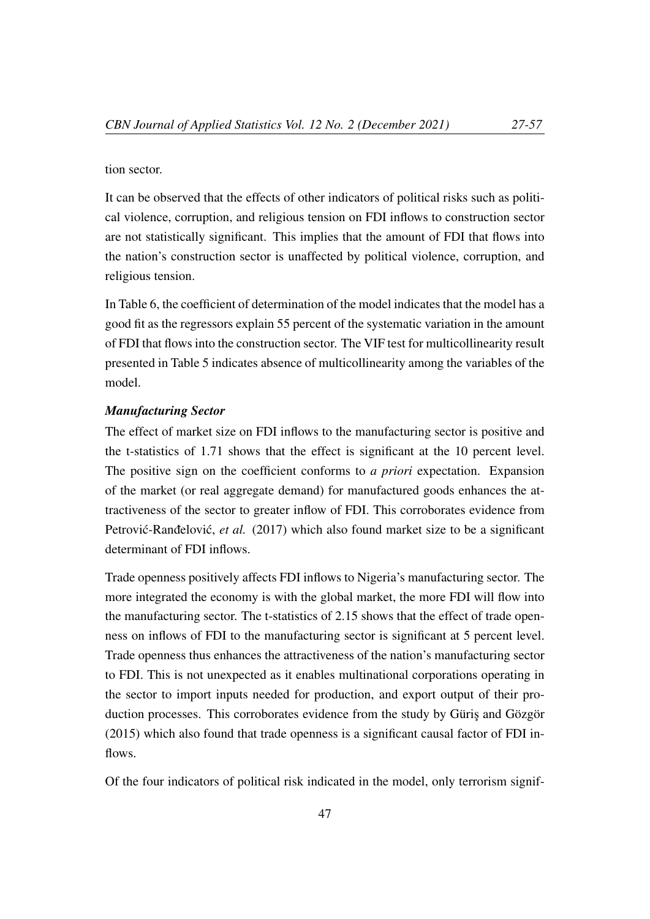tion sector.

It can be observed that the effects of other indicators of political risks such as political violence, corruption, and religious tension on FDI inflows to construction sector are not statistically significant. This implies that the amount of FDI that flows into the nation's construction sector is unaffected by political violence, corruption, and religious tension.

In Table 6, the coefficient of determination of the model indicates that the model has a good fit as the regressors explain 55 percent of the systematic variation in the amount of FDI that flows into the construction sector. The VIF test for multicollinearity result presented in Table 5 indicates absence of multicollinearity among the variables of the model.

***Manufacturing Sector***

The effect of market size on FDI inflows to the manufacturing sector is positive and the t-statistics of 1.71 shows that the effect is significant at the 10 percent level. The positive sign on the coefficient conforms to *a priori* expectation. Expansion of the market (or real aggregate demand) for manufactured goods enhances the attractiveness of the sector to greater inflow of FDI. This corroborates evidence from Petrović-Ranđelović, *et al.* (2017) which also found market size to be a significant determinant of FDI inflows.

Trade openness positively affects FDI inflows to Nigeria's manufacturing sector. The more integrated the economy is with the global market, the more FDI will flow into the manufacturing sector. The t-statistics of 2.15 shows that the effect of trade openness on inflows of FDI to the manufacturing sector is significant at 5 percent level. Trade openness thus enhances the attractiveness of the nation's manufacturing sector to FDI. This is not unexpected as it enables multinational corporations operating in the sector to import inputs needed for production, and export output of their production processes. This corroborates evidence from the study by Güriş and Gözgör (2015) which also found that trade openness is a significant causal factor of FDI inflows.

Of the four indicators of political risk indicated in the model, only terrorism signif-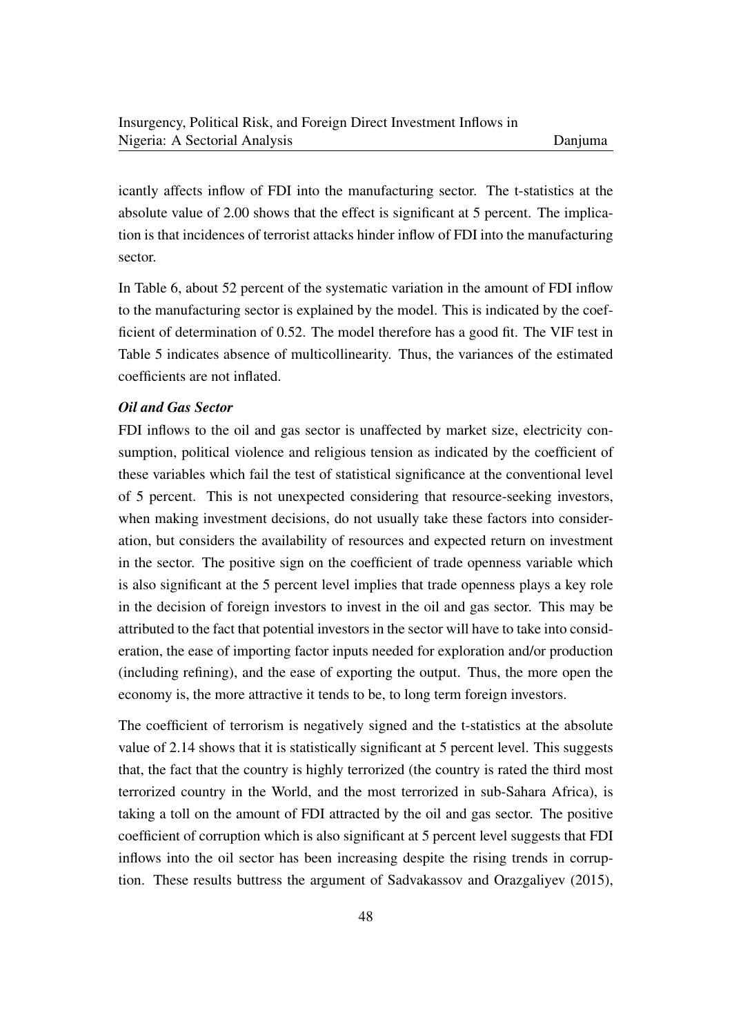icantly affects inflow of FDI into the manufacturing sector. The t-statistics at the absolute value of 2.00 shows that the effect is significant at 5 percent. The implication is that incidences of terrorist attacks hinder inflow of FDI into the manufacturing sector.

In Table 6, about 52 percent of the systematic variation in the amount of FDI inflow to the manufacturing sector is explained by the model. This is indicated by the coefficient of determination of 0.52. The model therefore has a good fit. The VIF test in Table 5 indicates absence of multicollinearity. Thus, the variances of the estimated coefficients are not inflated.

***Oil and Gas Sector***

FDI inflows to the oil and gas sector is unaffected by market size, electricity consumption, political violence and religious tension as indicated by the coefficient of these variables which fail the test of statistical significance at the conventional level of 5 percent. This is not unexpected considering that resource-seeking investors, when making investment decisions, do not usually take these factors into consideration, but considers the availability of resources and expected return on investment in the sector. The positive sign on the coefficient of trade openness variable which is also significant at the 5 percent level implies that trade openness plays a key role in the decision of foreign investors to invest in the oil and gas sector. This may be attributed to the fact that potential investors in the sector will have to take into consideration, the ease of importing factor inputs needed for exploration and/or production (including refining), and the ease of exporting the output. Thus, the more open the economy is, the more attractive it tends to be, to long term foreign investors.

The coefficient of terrorism is negatively signed and the t-statistics at the absolute value of 2.14 shows that it is statistically significant at 5 percent level. This suggests that, the fact that the country is highly terrorized (the country is rated the third most terrorized country in the World, and the most terrorized in sub-Sahara Africa), is taking a toll on the amount of FDI attracted by the oil and gas sector. The positive coefficient of corruption which is also significant at 5 percent level suggests that FDI inflows into the oil sector has been increasing despite the rising trends in corruption. These results buttress the argument of Sadvakassov and Orazgaliyev (2015),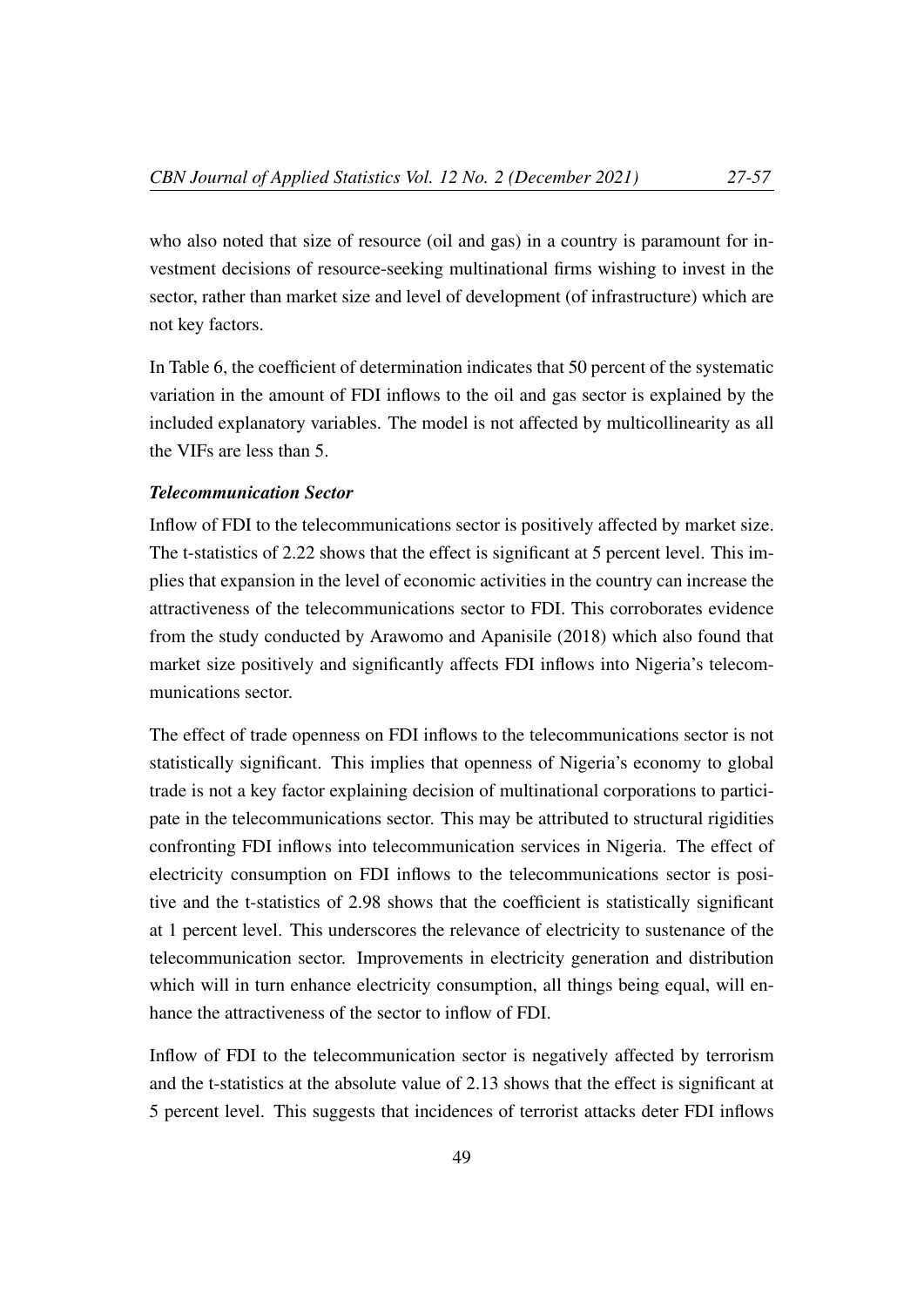who also noted that size of resource (oil and gas) in a country is paramount for investment decisions of resource-seeking multinational firms wishing to invest in the sector, rather than market size and level of development (of infrastructure) which are not key factors.

In Table 6, the coefficient of determination indicates that 50 percent of the systematic variation in the amount of FDI inflows to the oil and gas sector is explained by the included explanatory variables. The model is not affected by multicollinearity as all the VIFs are less than 5.

***Telecommunication Sector***

Inflow of FDI to the telecommunications sector is positively affected by market size. The t-statistics of 2.22 shows that the effect is significant at 5 percent level. This implies that expansion in the level of economic activities in the country can increase the attractiveness of the telecommunications sector to FDI. This corroborates evidence from the study conducted by Arawomo and Apanisile (2018) which also found that market size positively and significantly affects FDI inflows into Nigeria's telecommunications sector.

The effect of trade openness on FDI inflows to the telecommunications sector is not statistically significant. This implies that openness of Nigeria's economy to global trade is not a key factor explaining decision of multinational corporations to participate in the telecommunications sector. This may be attributed to structural rigidities confronting FDI inflows into telecommunication services in Nigeria. The effect of electricity consumption on FDI inflows to the telecommunications sector is positive and the t-statistics of 2.98 shows that the coefficient is statistically significant at 1 percent level. This underscores the relevance of electricity to sustenance of the telecommunication sector. Improvements in electricity generation and distribution which will in turn enhance electricity consumption, all things being equal, will enhance the attractiveness of the sector to inflow of FDI.

Inflow of FDI to the telecommunication sector is negatively affected by terrorism and the t-statistics at the absolute value of 2.13 shows that the effect is significant at 5 percent level. This suggests that incidences of terrorist attacks deter FDI inflows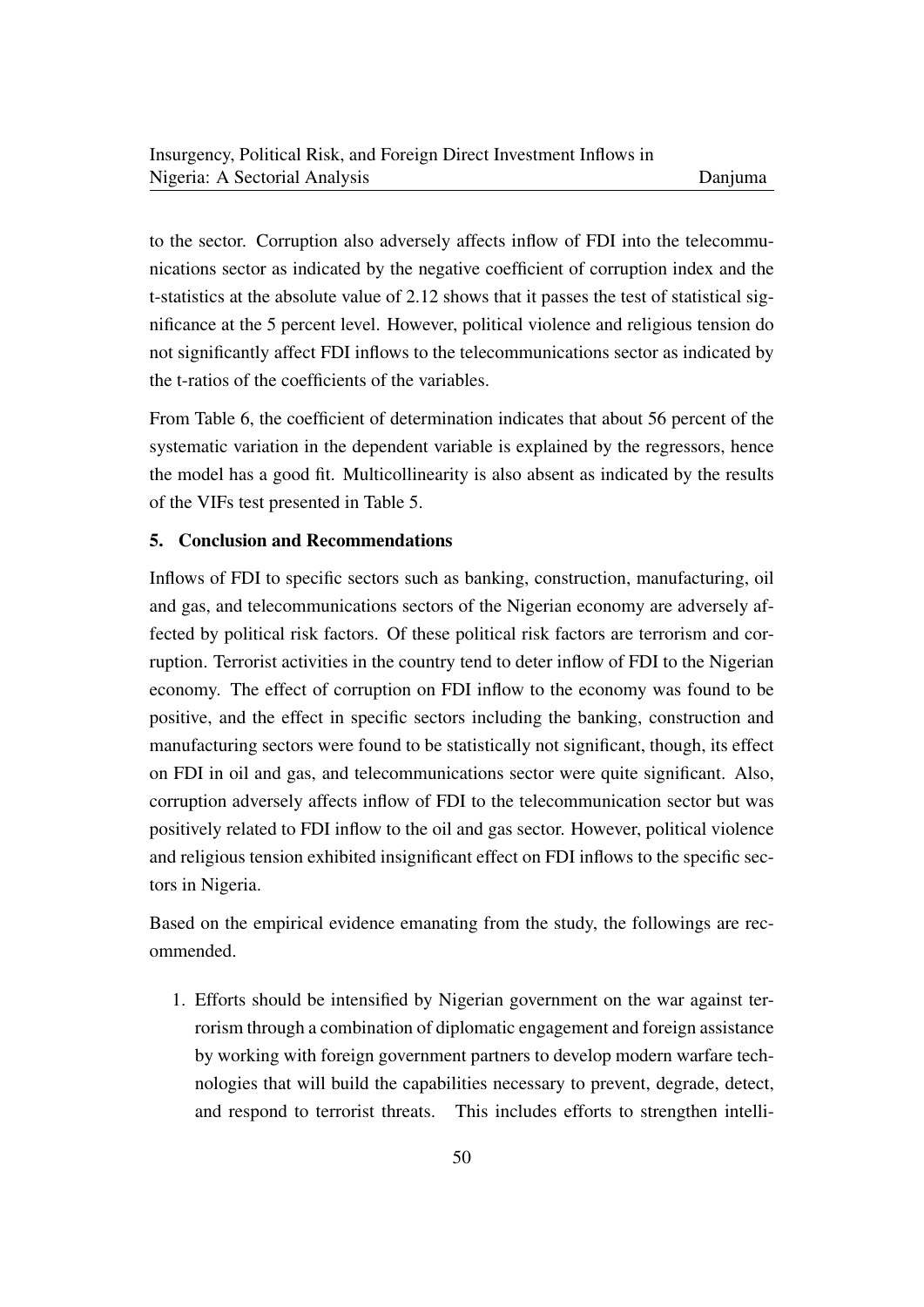to the sector. Corruption also adversely affects inflow of FDI into the telecommunications sector as indicated by the negative coefficient of corruption index and the t-statistics at the absolute value of 2.12 shows that it passes the test of statistical significance at the 5 percent level. However, political violence and religious tension do not significantly affect FDI inflows to the telecommunications sector as indicated by the t-ratios of the coefficients of the variables.

From Table 6, the coefficient of determination indicates that about 56 percent of the systematic variation in the dependent variable is explained by the regressors, hence the model has a good fit. Multicollinearity is also absent as indicated by the results of the VIFs test presented in Table 5.

## 5. Conclusion and Recommendations

Inflows of FDI to specific sectors such as banking, construction, manufacturing, oil and gas, and telecommunications sectors of the Nigerian economy are adversely affected by political risk factors. Of these political risk factors are terrorism and corruption. Terrorist activities in the country tend to deter inflow of FDI to the Nigerian economy. The effect of corruption on FDI inflow to the economy was found to be positive, and the effect in specific sectors including the banking, construction and manufacturing sectors were found to be statistically not significant, though, its effect on FDI in oil and gas, and telecommunications sector were quite significant. Also, corruption adversely affects inflow of FDI to the telecommunication sector but was positively related to FDI inflow to the oil and gas sector. However, political violence and religious tension exhibited insignificant effect on FDI inflows to the specific sectors in Nigeria.

Based on the empirical evidence emanating from the study, the followings are recommended.

1. Efforts should be intensified by Nigerian government on the war against terrorism through a combination of diplomatic engagement and foreign assistance by working with foreign government partners to develop modern warfare technologies that will build the capabilities necessary to prevent, degrade, detect, and respond to terrorist threats. This includes efforts to strengthen intelli-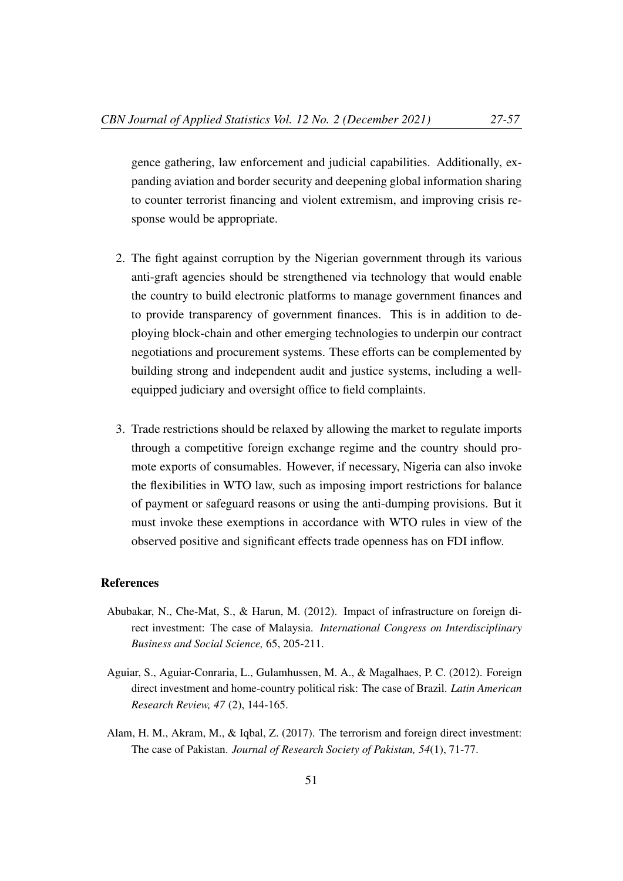gence gathering, law enforcement and judicial capabilities. Additionally, expanding aviation and border security and deepening global information sharing to counter terrorist financing and violent extremism, and improving crisis response would be appropriate.

2. The fight against corruption by the Nigerian government through its various anti-graft agencies should be strengthened via technology that would enable the country to build electronic platforms to manage government finances and to provide transparency of government finances. This is in addition to deploying block-chain and other emerging technologies to underpin our contract negotiations and procurement systems. These efforts can be complemented by building strong and independent audit and justice systems, including a well-equipped judiciary and oversight office to field complaints.

3. Trade restrictions should be relaxed by allowing the market to regulate imports through a competitive foreign exchange regime and the country should promote exports of consumables. However, if necessary, Nigeria can also invoke the flexibilities in WTO law, such as imposing import restrictions for balance of payment or safeguard reasons or using the anti-dumping provisions. But it must invoke these exemptions in accordance with WTO rules in view of the observed positive and significant effects trade openness has on FDI inflow.

## References

Abubakar, N., Che-Mat, S., & Harun, M. (2012). Impact of infrastructure on foreign direct investment: The case of Malaysia. *International Congress on Interdisciplinary Business and Social Science,* 65, 205-211.

Aguiar, S., Aguiar-Conraria, L., Gulamhussen, M. A., & Magalhaes, P. C. (2012). Foreign direct investment and home-country political risk: The case of Brazil. *Latin American Research Review, 47* (2), 144-165.

Alam, H. M., Akram, M., & Iqbal, Z. (2017). The terrorism and foreign direct investment: The case of Pakistan. *Journal of Research Society of Pakistan, 54*(1), 71-77.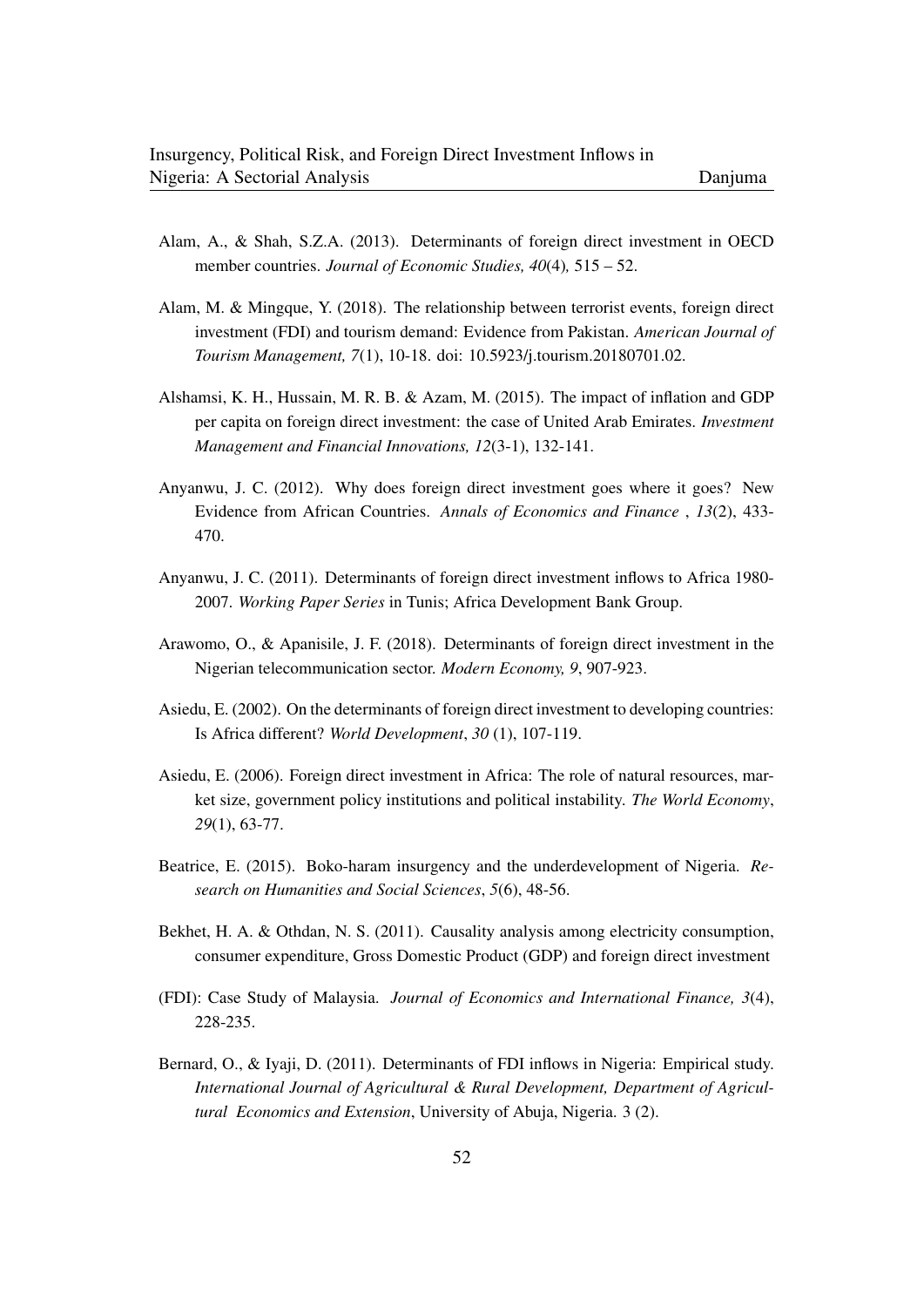Alam, A., & Shah, S.Z.A. (2013). Determinants of foreign direct investment in OECD member countries. *Journal of Economic Studies, 40*(4), 515 – 52.

Alam, M. & Mingque, Y. (2018). The relationship between terrorist events, foreign direct investment (FDI) and tourism demand: Evidence from Pakistan. *American Journal of Tourism Management, 7*(1), 10-18. doi: 10.5923/j.tourism.20180701.02.

Alshamsi, K. H., Hussain, M. R. B. & Azam, M. (2015). The impact of inflation and GDP per capita on foreign direct investment: the case of United Arab Emirates. *Investment Management and Financial Innovations, 12*(3-1), 132-141.

Anyanwu, J. C. (2012). Why does foreign direct investment goes where it goes? New Evidence from African Countries. *Annals of Economics and Finance* , *13*(2), 433-470.

Anyanwu, J. C. (2011). Determinants of foreign direct investment inflows to Africa 1980-2007. *Working Paper Series* in Tunis; Africa Development Bank Group.

Arawomo, O., & Apanisile, J. F. (2018). Determinants of foreign direct investment in the Nigerian telecommunication sector. *Modern Economy, 9*, 907-923.

Asiedu, E. (2002). On the determinants of foreign direct investment to developing countries: Is Africa different? *World Development*, *30* (1), 107-119.

Asiedu, E. (2006). Foreign direct investment in Africa: The role of natural resources, market size, government policy institutions and political instability. *The World Economy*, *29*(1), 63-77.

Beatrice, E. (2015). Boko-haram insurgency and the underdevelopment of Nigeria. *Research on Humanities and Social Sciences*, *5*(6), 48-56.

Bekhet, H. A. & Othdan, N. S. (2011). Causality analysis among electricity consumption, consumer expenditure, Gross Domestic Product (GDP) and foreign direct investment (FDI): Case Study of Malaysia. *Journal of Economics and International Finance, 3*(4), 228-235.

Bernard, O., & Iyaji, D. (2011). Determinants of FDI inflows in Nigeria: Empirical study. *International Journal of Agricultural & Rural Development, Department of Agricultural Economics and Extension*, University of Abuja, Nigeria. 3 (2).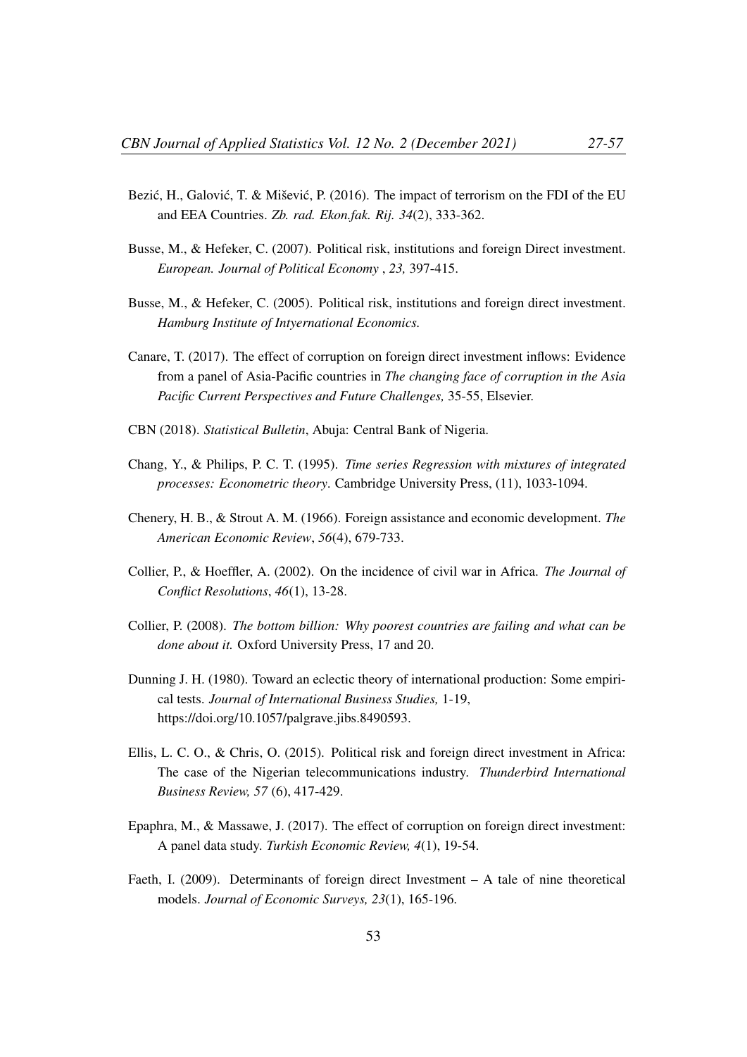Bezić, H., Galović, T. & Mišević, P. (2016). The impact of terrorism on the FDI of the EU and EEA Countries. *Zb. rad. Ekon.fak. Rij. 34*(2), 333-362.

Busse, M., & Hefeker, C. (2007). Political risk, institutions and foreign Direct investment. *European. Journal of Political Economy* , *23,* 397-415.

Busse, M., & Hefeker, C. (2005). Political risk, institutions and foreign direct investment. *Hamburg Institute of Intyernational Economics.*

Canare, T. (2017). The effect of corruption on foreign direct investment inflows: Evidence from a panel of Asia-Pacific countries in *The changing face of corruption in the Asia Pacific Current Perspectives and Future Challenges,* 35-55, Elsevier.

CBN (2018). *Statistical Bulletin*, Abuja: Central Bank of Nigeria.

Chang, Y., & Philips, P. C. T. (1995). *Time series Regression with mixtures of integrated processes: Econometric theory*. Cambridge University Press, (11), 1033-1094.

Chenery, H. B., & Strout A. M. (1966). Foreign assistance and economic development. *The American Economic Review*, *56*(4), 679-733.

Collier, P., & Hoeffler, A. (2002). On the incidence of civil war in Africa. *The Journal of Conflict Resolutions*, *46*(1), 13-28.

Collier, P. (2008). *The bottom billion: Why poorest countries are failing and what can be done about it.* Oxford University Press, 17 and 20.

Dunning J. H. (1980). Toward an eclectic theory of international production: Some empirical tests. *Journal of International Business Studies,* 1-19, https://doi.org/10.1057/palgrave.jibs.8490593.

Ellis, L. C. O., & Chris, O. (2015). Political risk and foreign direct investment in Africa: The case of the Nigerian telecommunications industry. *Thunderbird International Business Review, 57* (6), 417-429.

Epaphra, M., & Massawe, J. (2017). The effect of corruption on foreign direct investment: A panel data study. *Turkish Economic Review, 4*(1), 19-54.

Faeth, I. (2009). Determinants of foreign direct Investment – A tale of nine theoretical models. *Journal of Economic Surveys, 23*(1), 165-196.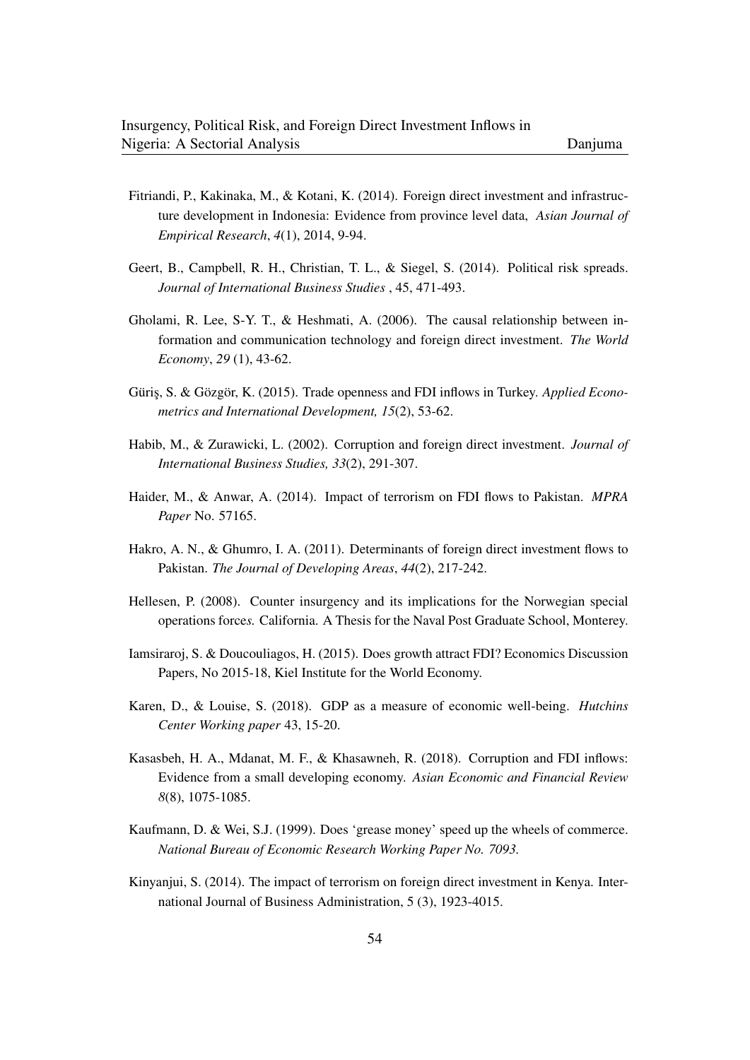Fitriandi, P., Kakinaka, M., & Kotani, K. (2014). Foreign direct investment and infrastructure development in Indonesia: Evidence from province level data, *Asian Journal of Empirical Research*, *4*(1), 2014, 9-94.

Geert, B., Campbell, R. H., Christian, T. L., & Siegel, S. (2014). Political risk spreads. *Journal of International Business Studies* , 45, 471-493.

Gholami, R. Lee, S-Y. T., & Heshmati, A. (2006). The causal relationship between information and communication technology and foreign direct investment. *The World Economy*, *29* (1), 43-62.

Güriş, S. & Gözgör, K. (2015). Trade openness and FDI inflows in Turkey. *Applied Econometrics and International Development, 15*(2), 53-62.

Habib, M., & Zurawicki, L. (2002). Corruption and foreign direct investment. *Journal of International Business Studies, 33*(2), 291-307.

Haider, M., & Anwar, A. (2014). Impact of terrorism on FDI flows to Pakistan. *MPRA Paper* No. 57165.

Hakro, A. N., & Ghumro, I. A. (2011). Determinants of foreign direct investment flows to Pakistan. *The Journal of Developing Areas*, *44*(2), 217-242.

Hellesen, P. (2008). Counter insurgency and its implications for the Norwegian special operations force*s.* California*.* A Thesis for the Naval Post Graduate School, Monterey.

Iamsiraroj, S. & Doucouliagos, H. (2015). Does growth attract FDI? Economics Discussion Papers, No 2015-18, Kiel Institute for the World Economy.

Karen, D., & Louise, S. (2018). GDP as a measure of economic well-being. *Hutchins Center Working paper* 43, 15-20.

Kasasbeh, H. A., Mdanat, M. F., & Khasawneh, R. (2018). Corruption and FDI inflows: Evidence from a small developing economy. *Asian Economic and Financial Review 8*(8), 1075-1085.

Kaufmann, D. & Wei, S.J. (1999). Does 'grease money' speed up the wheels of commerce. *National Bureau of Economic Research Working Paper No. 7093.*

Kinyanjui, S. (2014). The impact of terrorism on foreign direct investment in Kenya. International Journal of Business Administration, 5 (3), 1923-4015.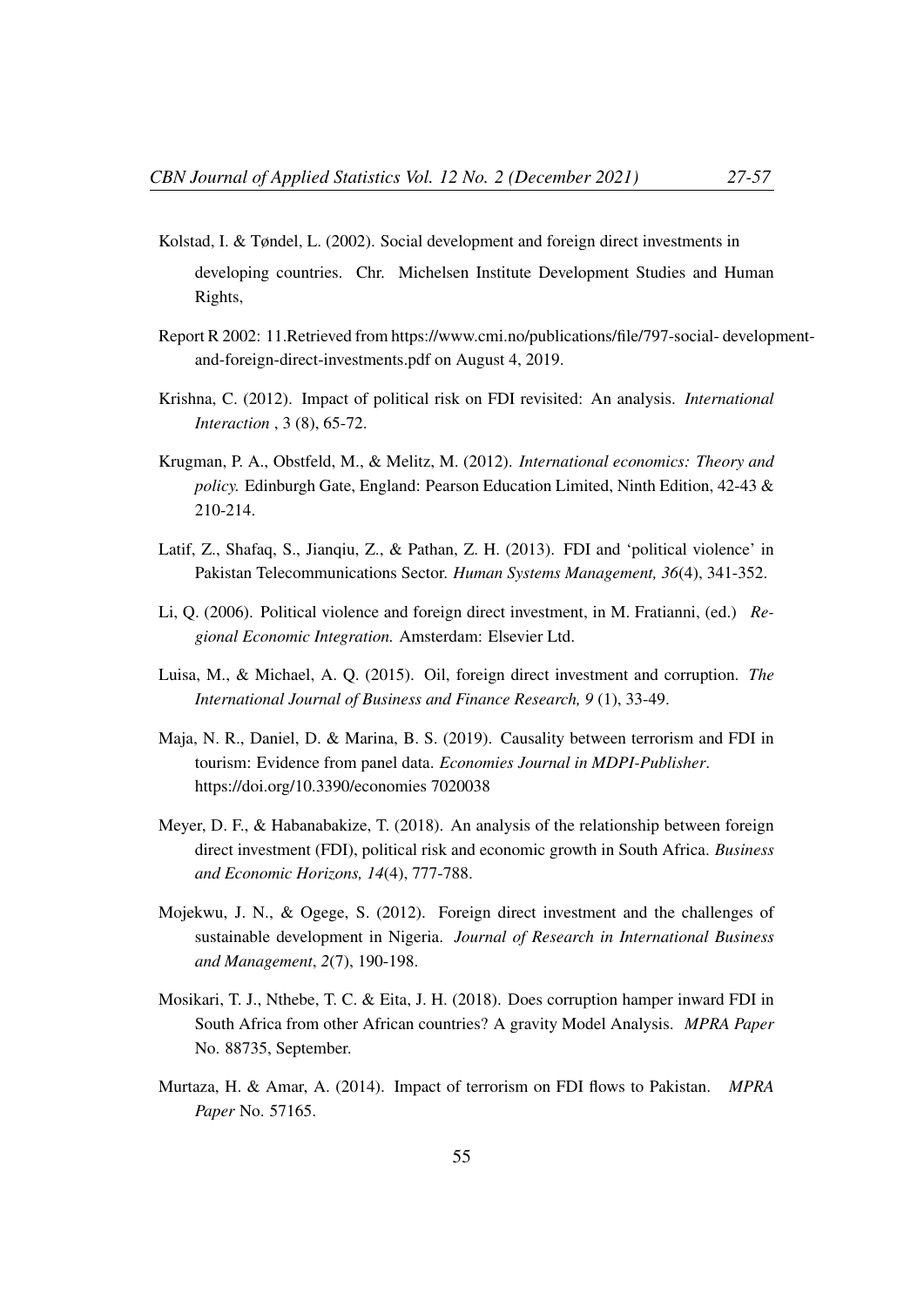Kolstad, I. & Tøndel, L. (2002). Social development and foreign direct investments in developing countries. Chr. Michelsen Institute Development Studies and Human Rights,

Report R 2002: 11.Retrieved from https://www.cmi.no/publications/file/797-social- development-and-foreign-direct-investments.pdf on August 4, 2019.

Krishna, C. (2012). Impact of political risk on FDI revisited: An analysis. *International Interaction* , 3 (8), 65-72.

Krugman, P. A., Obstfeld, M., & Melitz, M. (2012). *International economics: Theory and policy.* Edinburgh Gate, England: Pearson Education Limited, Ninth Edition, 42-43 & 210-214.

Latif, Z., Shafaq, S., Jianqiu, Z., & Pathan, Z. H. (2013). FDI and 'political violence' in Pakistan Telecommunications Sector. *Human Systems Management, 36*(4), 341-352.

Li, Q. (2006). Political violence and foreign direct investment, in M. Fratianni, (ed.) *Regional Economic Integration.* Amsterdam: Elsevier Ltd.

Luisa, M., & Michael, A. Q. (2015). Oil, foreign direct investment and corruption. *The International Journal of Business and Finance Research, 9* (1), 33-49.

Maja, N. R., Daniel, D. & Marina, B. S. (2019). Causality between terrorism and FDI in tourism: Evidence from panel data. *Economies Journal in MDPI-Publisher*. https://doi.org/10.3390/economies 7020038

Meyer, D. F., & Habanabakize, T. (2018). An analysis of the relationship between foreign direct investment (FDI), political risk and economic growth in South Africa. *Business and Economic Horizons, 14*(4), 777-788.

Mojekwu, J. N., & Ogege, S. (2012). Foreign direct investment and the challenges of sustainable development in Nigeria. *Journal of Research in International Business and Management*, *2*(7), 190-198.

Mosikari, T. J., Nthebe, T. C. & Eita, J. H. (2018). Does corruption hamper inward FDI in South Africa from other African countries? A gravity Model Analysis. *MPRA Paper* No. 88735, September.

Murtaza, H. & Amar, A. (2014). Impact of terrorism on FDI flows to Pakistan. *MPRA Paper* No. 57165.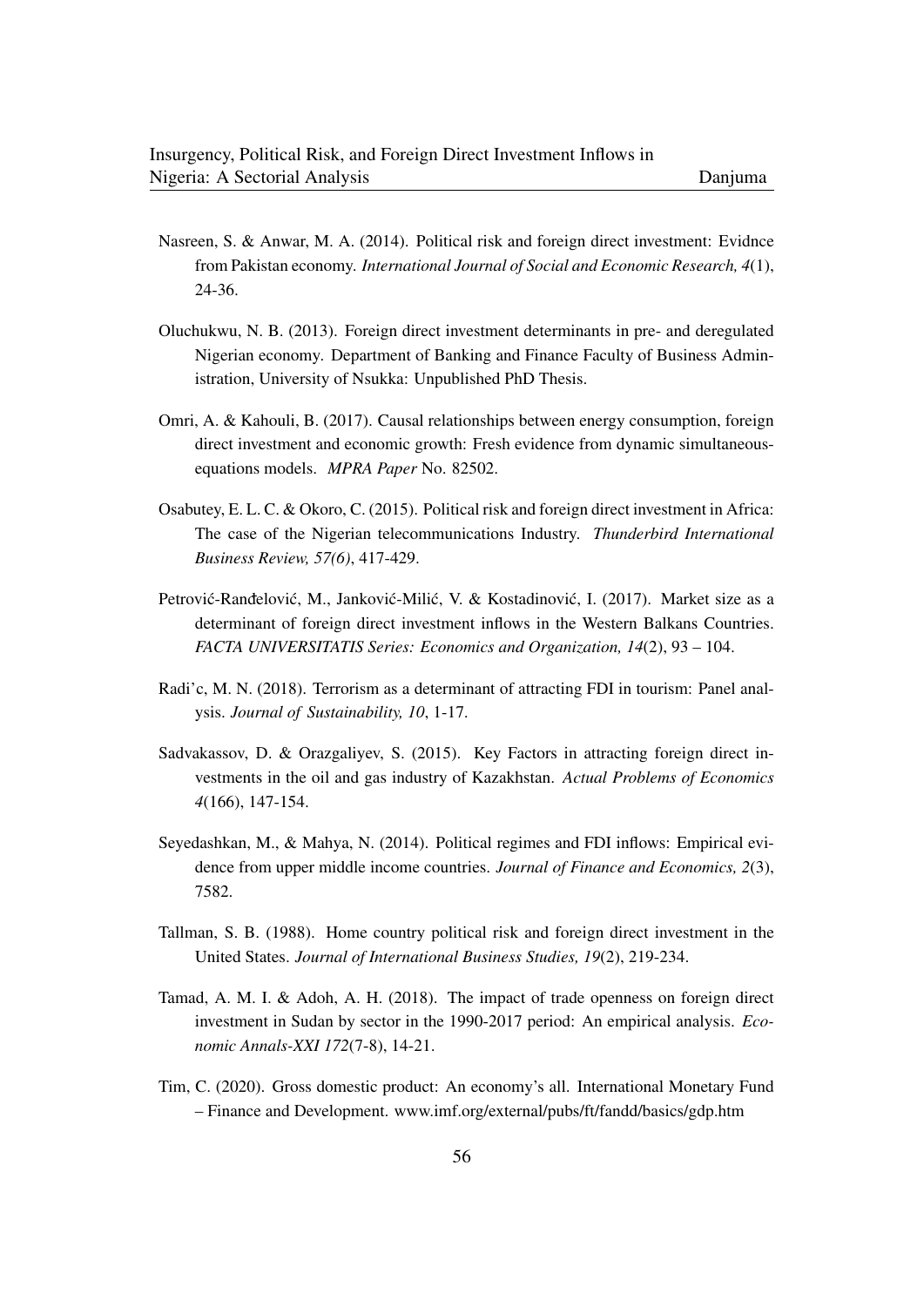Nasreen, S. & Anwar, M. A. (2014). Political risk and foreign direct investment: Evidnce from Pakistan economy. *International Journal of Social and Economic Research, 4*(1), 24-36.

Oluchukwu, N. B. (2013). Foreign direct investment determinants in pre- and deregulated Nigerian economy. Department of Banking and Finance Faculty of Business Administration, University of Nsukka: Unpublished PhD Thesis.

Omri, A. & Kahouli, B. (2017). Causal relationships between energy consumption, foreign direct investment and economic growth: Fresh evidence from dynamic simultaneous-equations models. *MPRA Paper* No. 82502.

Osabutey, E. L. C. & Okoro, C. (2015). Political risk and foreign direct investment in Africa: The case of the Nigerian telecommunications Industry. *Thunderbird International Business Review, 57(6)*, 417-429.

Petrović-Ranđelović, M., Janković-Milić, V. & Kostadinović, I. (2017). Market size as a determinant of foreign direct investment inflows in the Western Balkans Countries. *FACTA UNIVERSITATIS Series: Economics and Organization, 14*(2), 93 – 104.

Radi'c, M. N. (2018). Terrorism as a determinant of attracting FDI in tourism: Panel analysis. *Journal of Sustainability, 10*, 1-17.

Sadvakassov, D. & Orazgaliyev, S. (2015). Key Factors in attracting foreign direct investments in the oil and gas industry of Kazakhstan. *Actual Problems of Economics 4*(166), 147-154.

Seyedashkan, M., & Mahya, N. (2014). Political regimes and FDI inflows: Empirical evidence from upper middle income countries. *Journal of Finance and Economics, 2*(3), 7582.

Tallman, S. B. (1988). Home country political risk and foreign direct investment in the United States. *Journal of International Business Studies, 19*(2), 219-234.

Tamad, A. M. I. & Adoh, A. H. (2018). The impact of trade openness on foreign direct investment in Sudan by sector in the 1990-2017 period: An empirical analysis. *Economic Annals-XXI 172*(7-8), 14-21.

Tim, C. (2020). Gross domestic product: An economy's all. International Monetary Fund – Finance and Development. www.imf.org/external/pubs/ft/fandd/basics/gdp.htm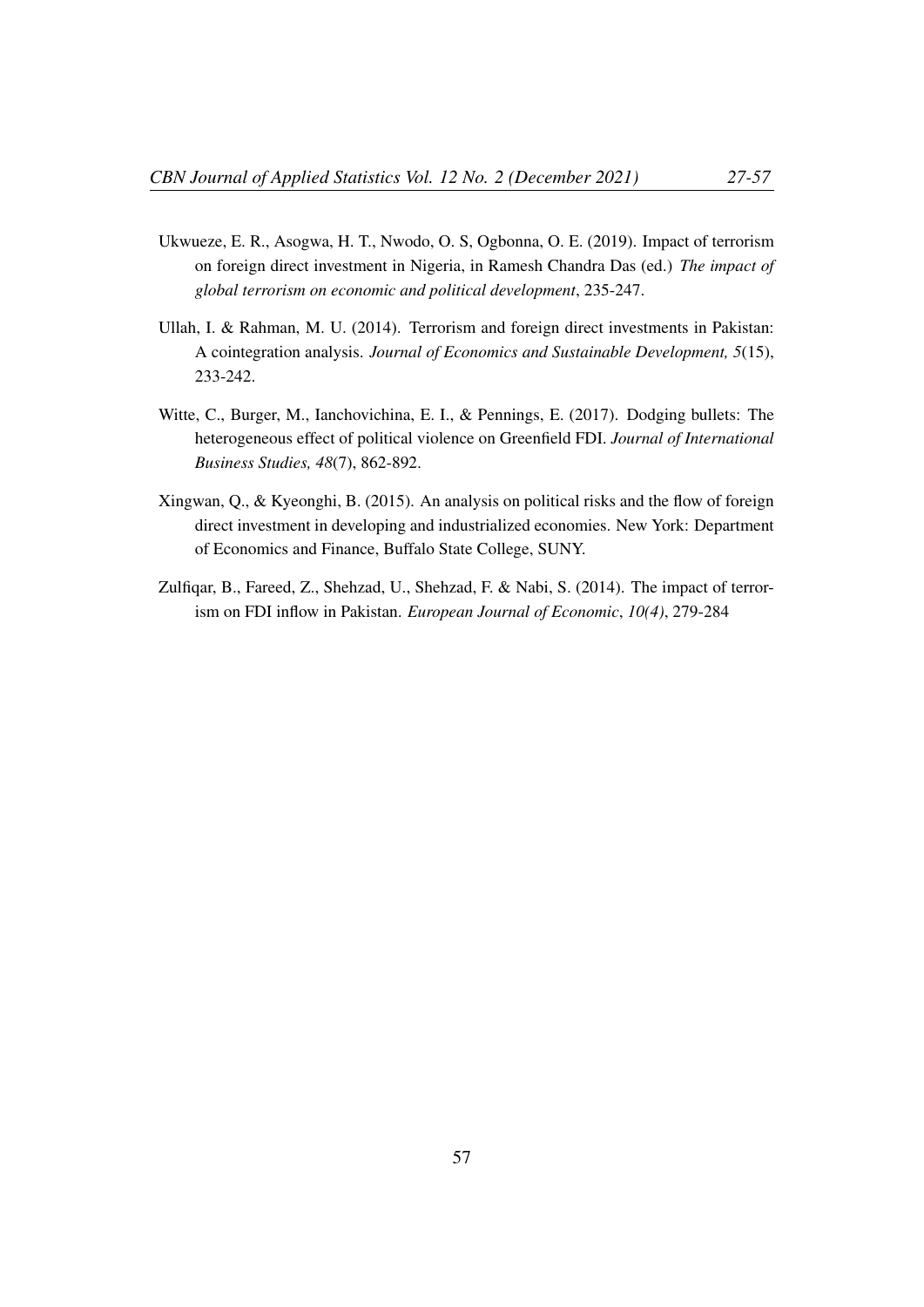Ukwueze, E. R., Asogwa, H. T., Nwodo, O. S, Ogbonna, O. E. (2019). Impact of terrorism on foreign direct investment in Nigeria, in Ramesh Chandra Das (ed.) *The impact of global terrorism on economic and political development*, 235-247.

Ullah, I. & Rahman, M. U. (2014). Terrorism and foreign direct investments in Pakistan: A cointegration analysis. *Journal of Economics and Sustainable Development, 5*(15), 233-242.

Witte, C., Burger, M., Ianchovichina, E. I., & Pennings, E. (2017). Dodging bullets: The heterogeneous effect of political violence on Greenfield FDI. *Journal of International Business Studies, 48*(7), 862-892.

Xingwan, Q., & Kyeonghi, B. (2015). An analysis on political risks and the flow of foreign direct investment in developing and industrialized economies. New York: Department of Economics and Finance, Buffalo State College, SUNY.

Zulfiqar, B., Fareed, Z., Shehzad, U., Shehzad, F. & Nabi, S. (2014). The impact of terrorism on FDI inflow in Pakistan. *European Journal of Economic*, *10(4)*, 279-284